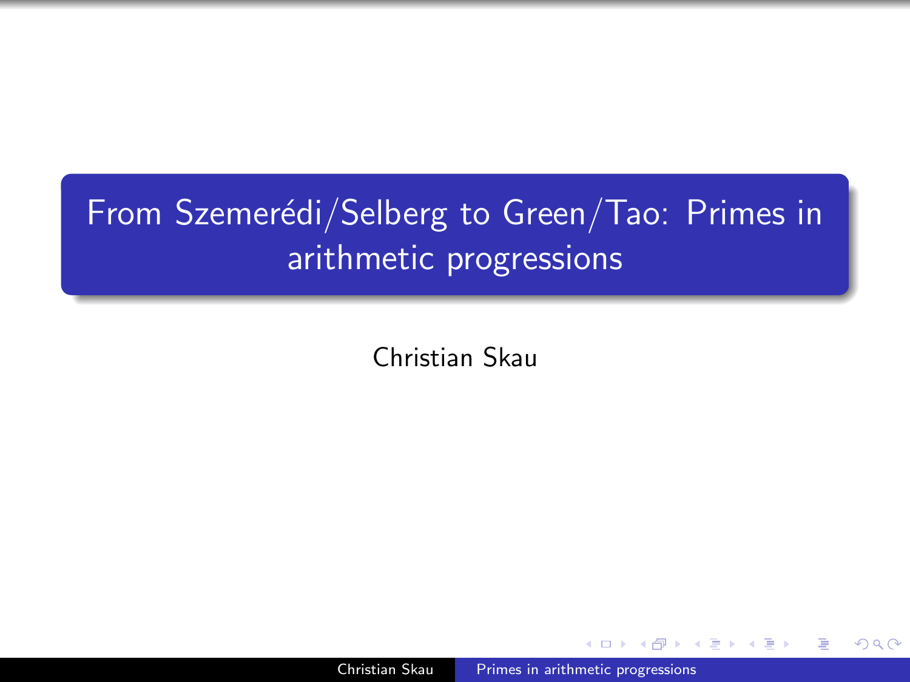# From Szemerédi/Selberg to Green/Tao: Primes in arithmetic progressions

Christian Skau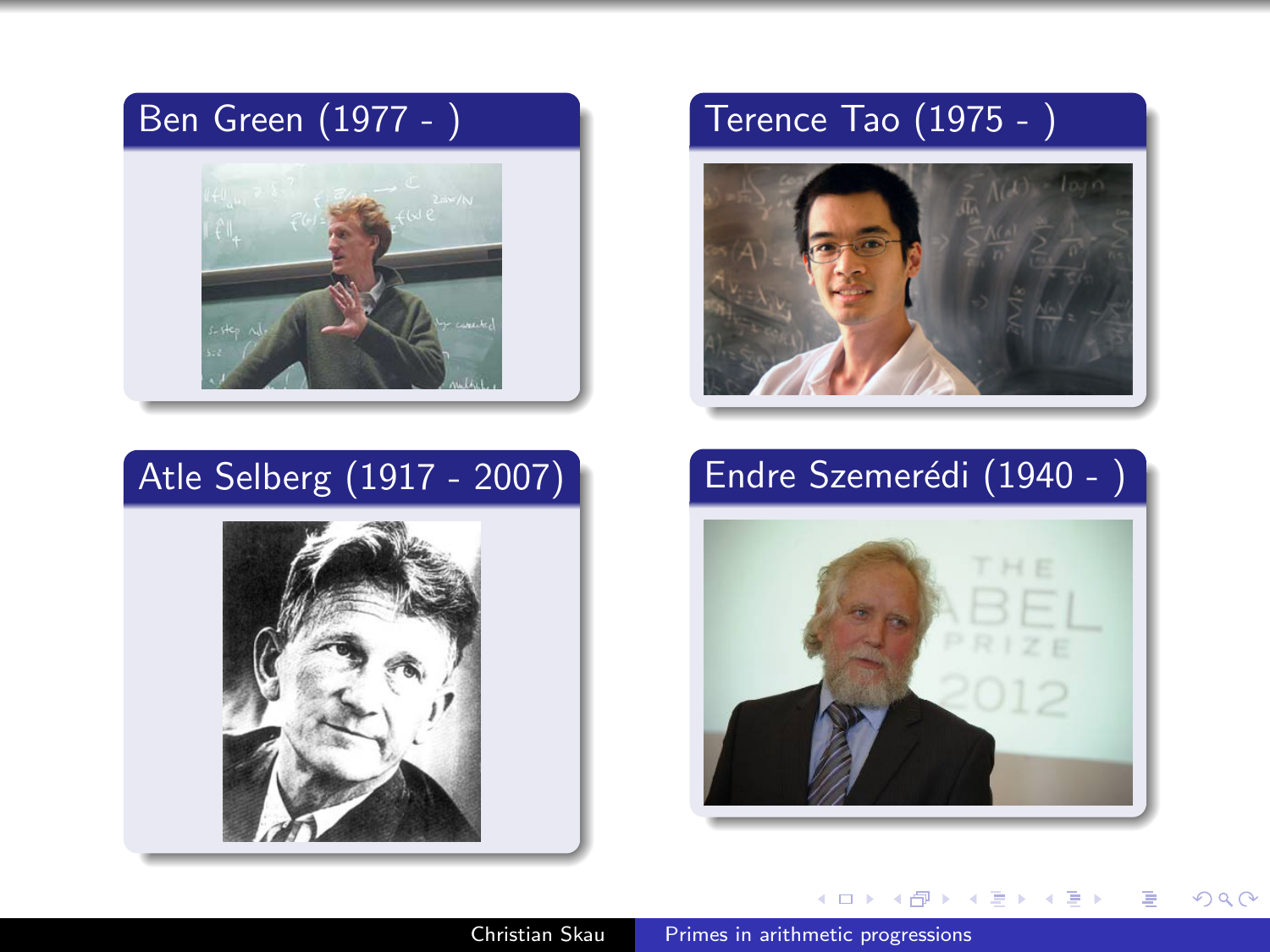**Ben Green (1977 - )**

**Terence Tao (1975 - )**

**Atle Selberg (1917 - 2007)**

**Endre Szemerédi (1940 - )**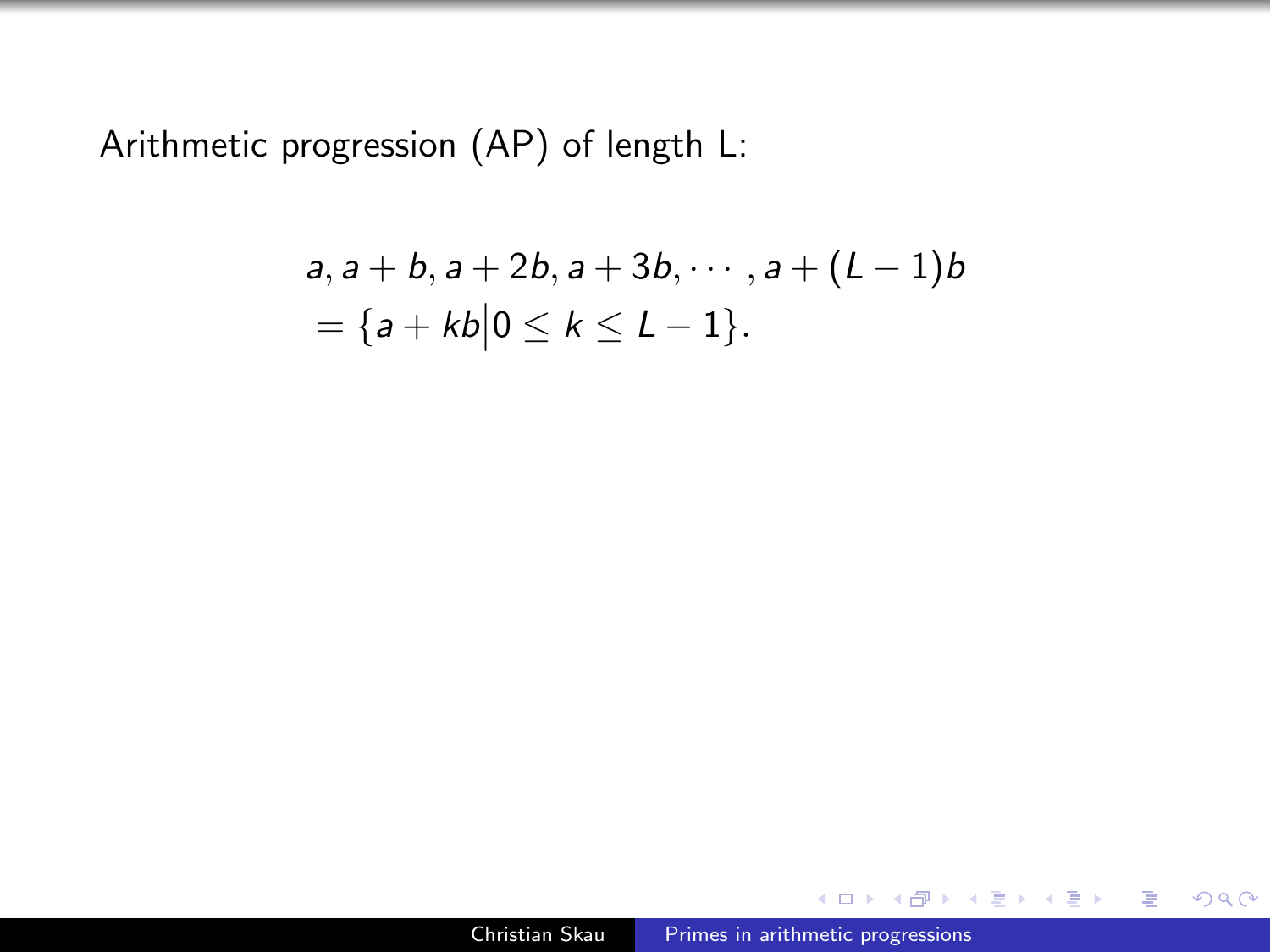Arithmetic progression (AP) of length L:

$$
\begin{aligned}
& a, a+b, a+2b, a+3b, \cdots, a+(L-1)b \\
& = \{a+kb \big| 0 \leq k \leq L-1\}.
\end{aligned}
$$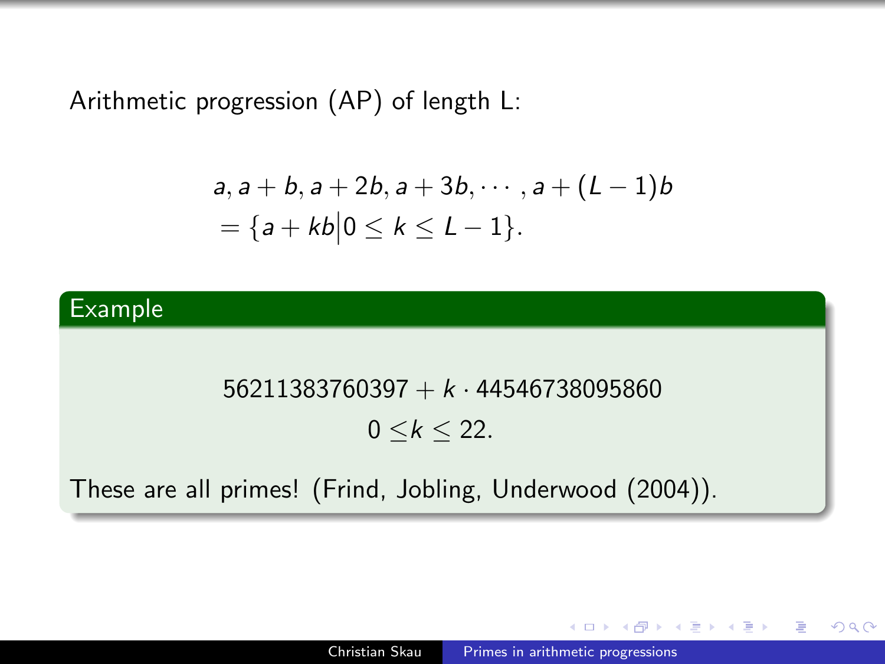Arithmetic progression (AP) of length L:

$$
\begin{aligned}
& a, a+b, a+2b, a+3b, \cdots, a+(L-1)b \\
& = \{a + kb \big| 0 \leq k \leq L-1\}.
\end{aligned}
$$

**Example**

$$56211383760397 + k \cdot 44546738095860$$

$$0 \leq k \leq 22.$$

These are all primes! (Frind, Jobling, Underwood (2004)).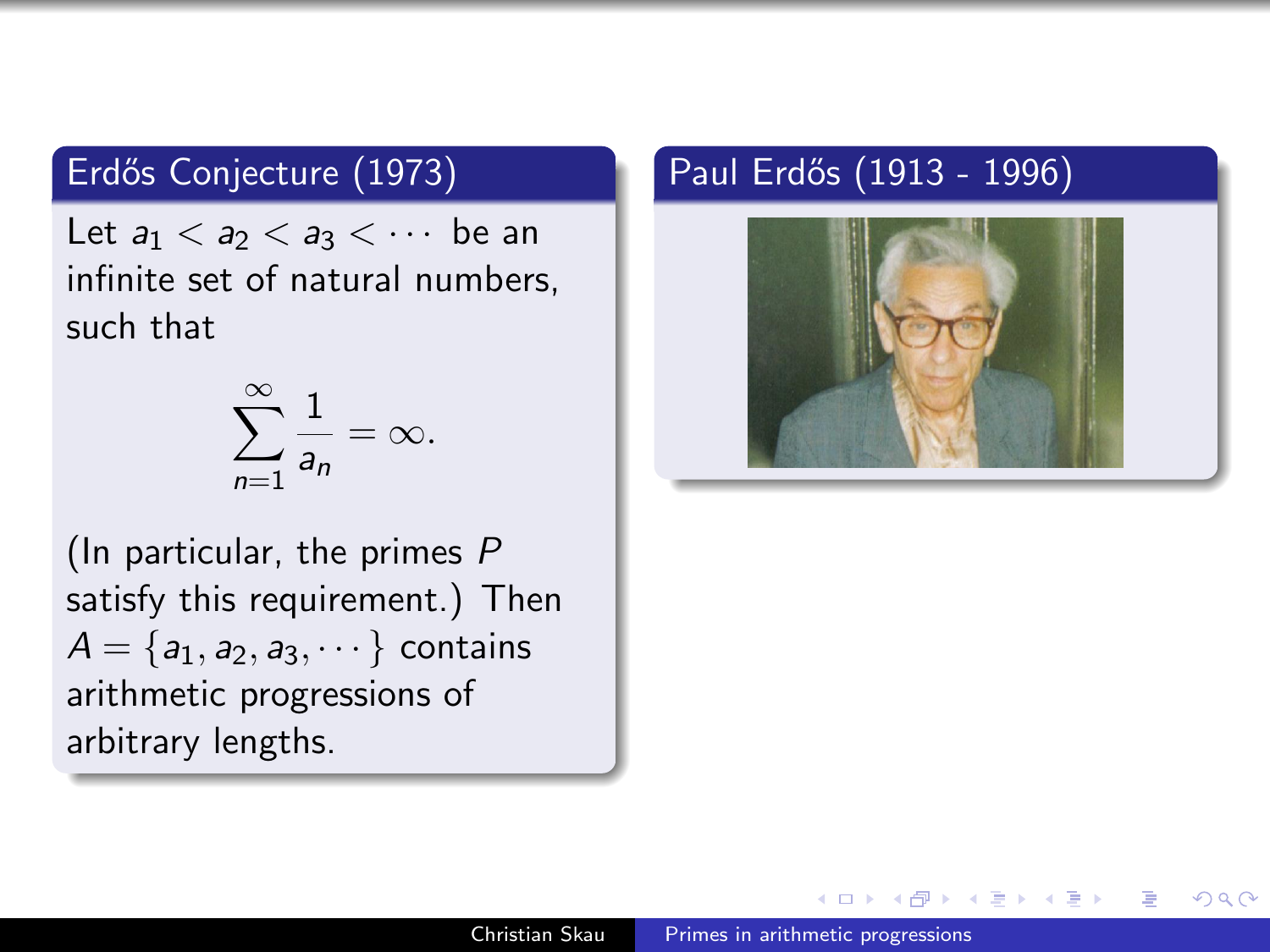## Erdős Conjecture (1973)

Let $a_1 < a_2 < a_3 < \cdots$ be an infinite set of natural numbers, such that

$$\sum_{n=1}^{\infty} \frac{1}{a_n} = \infty.$$

(In particular, the primes $P$ satisfy this requirement.) Then $A = \{a_1, a_2, a_3, \cdots\}$ contains arithmetic progressions of arbitrary lengths.

## Paul Erdős (1913 - 1996)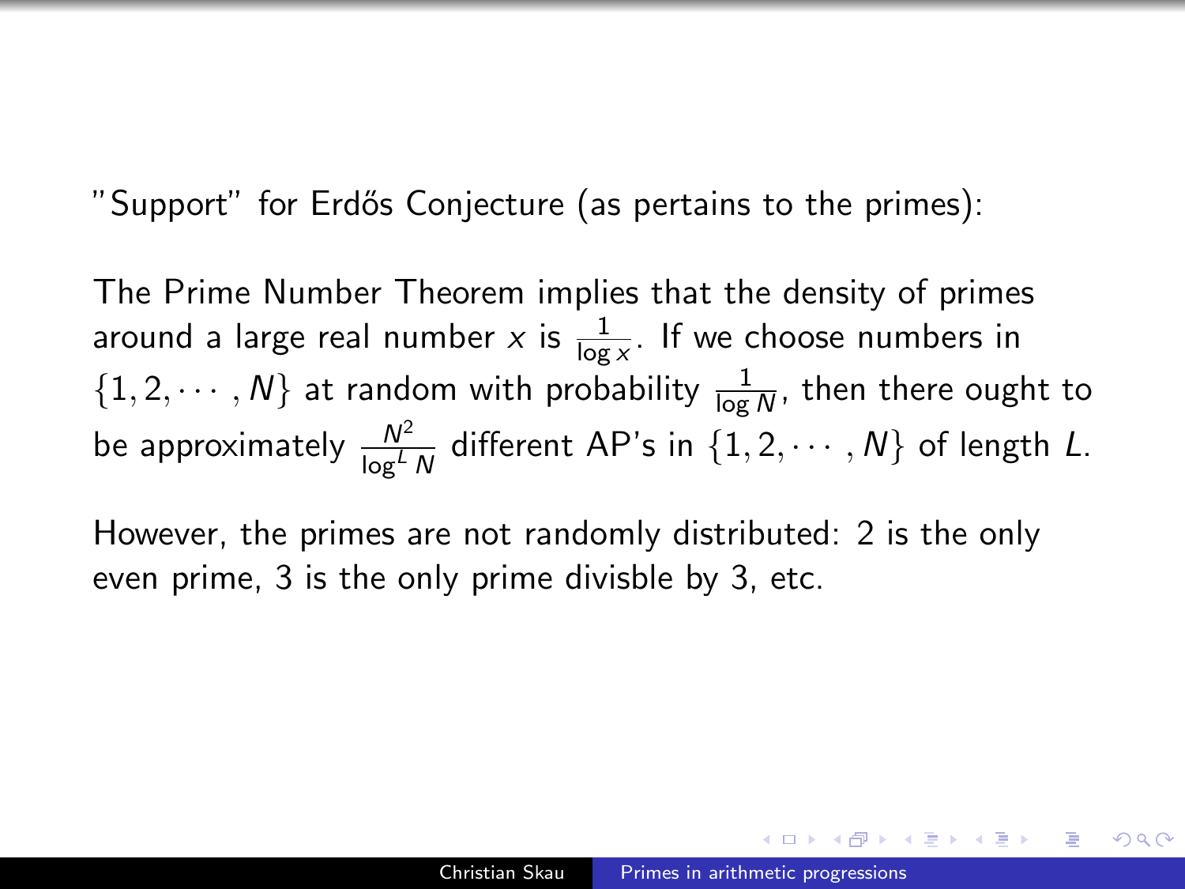"Support" for Erdős Conjecture (as pertains to the primes):

The Prime Number Theorem implies that the density of primes around a large real number $x$ is $\frac{1}{\log x}$. If we choose numbers in $\{1, 2, \cdots, N\}$ at random with probability $\frac{1}{\log N}$, then there ought to be approximately $\frac{N^2}{\log^L N}$ different AP's in $\{1, 2, \cdots, N\}$ of length $L$.

However, the primes are not randomly distributed: 2 is the only even prime, 3 is the only prime divisble by 3, etc.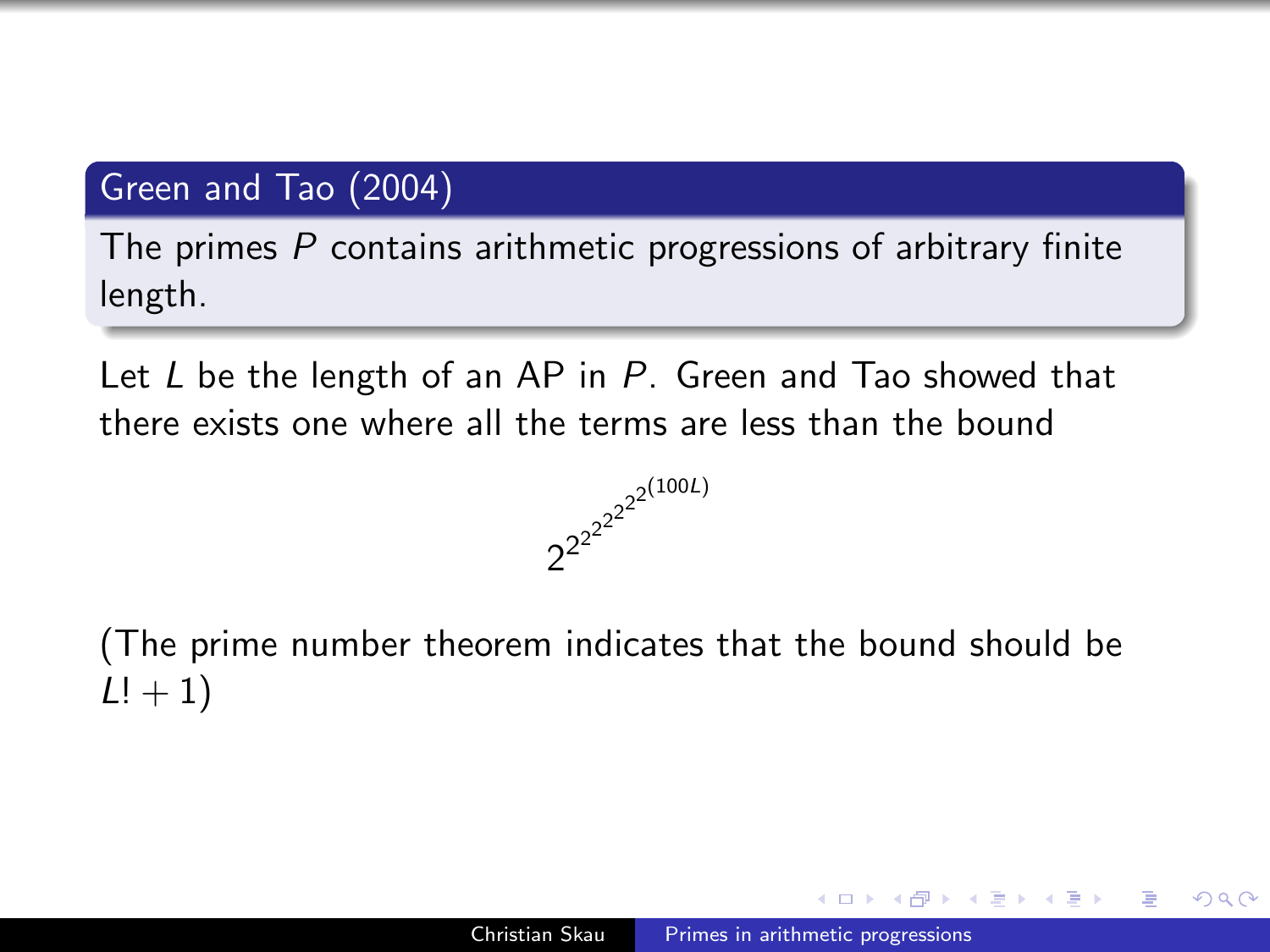**Green and Tao (2004)**

The primes $P$ contains arithmetic progressions of arbitrary finite length.

Let $L$ be the length of an AP in $P$. Green and Tao showed that there exists one where all the terms are less than the bound

$$2^{2^{2^{2^{2^{2^{2^{(100L)}}}}}}}$$

(The prime number theorem indicates that the bound should be $L! + 1$)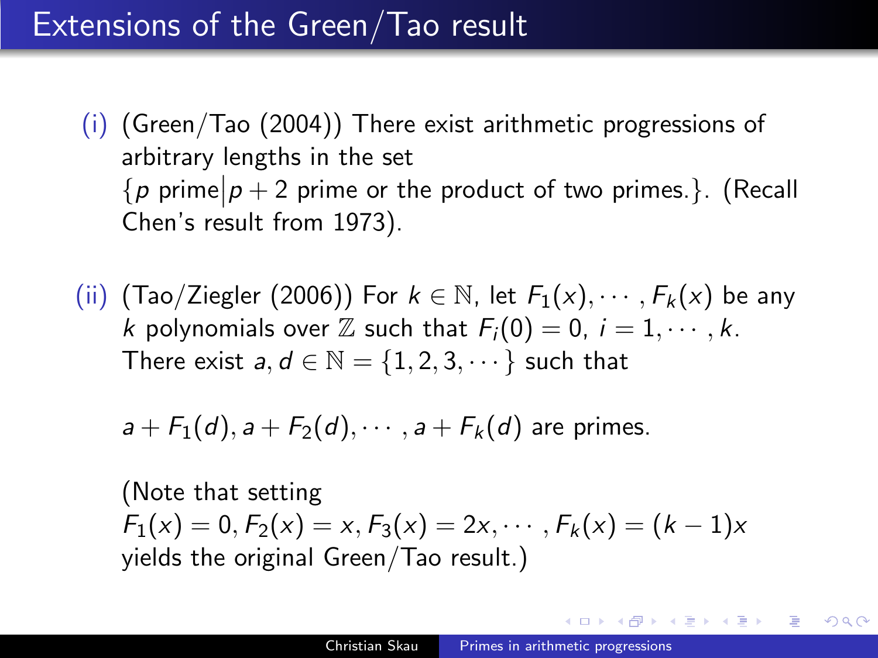# Extensions of the Green/Tao result

(i) (Green/Tao (2004)) There exist arithmetic progressions of arbitrary lengths in the set $\{p \text{ prime} \big| p+2 \text{ prime or the product of two primes.}\}$. (Recall Chen's result from 1973).

(ii) (Tao/Ziegler (2006)) For $k \in \mathbb{N}$, let $F_1(x), \cdots, F_k(x)$ be any $k$ polynomials over $\mathbb{Z}$ such that $F_i(0) = 0$, $i = 1, \cdots, k$. There exist $a, d \in \mathbb{N} = \{1, 2, 3, \cdots\}$ such that

$$a + F_1(d), a + F_2(d), \cdots, a + F_k(d) \text{ are primes.}$$

(Note that setting $F_1(x) = 0, F_2(x) = x, F_3(x) = 2x, \cdots, F_k(x) = (k-1)x$ yields the original Green/Tao result.)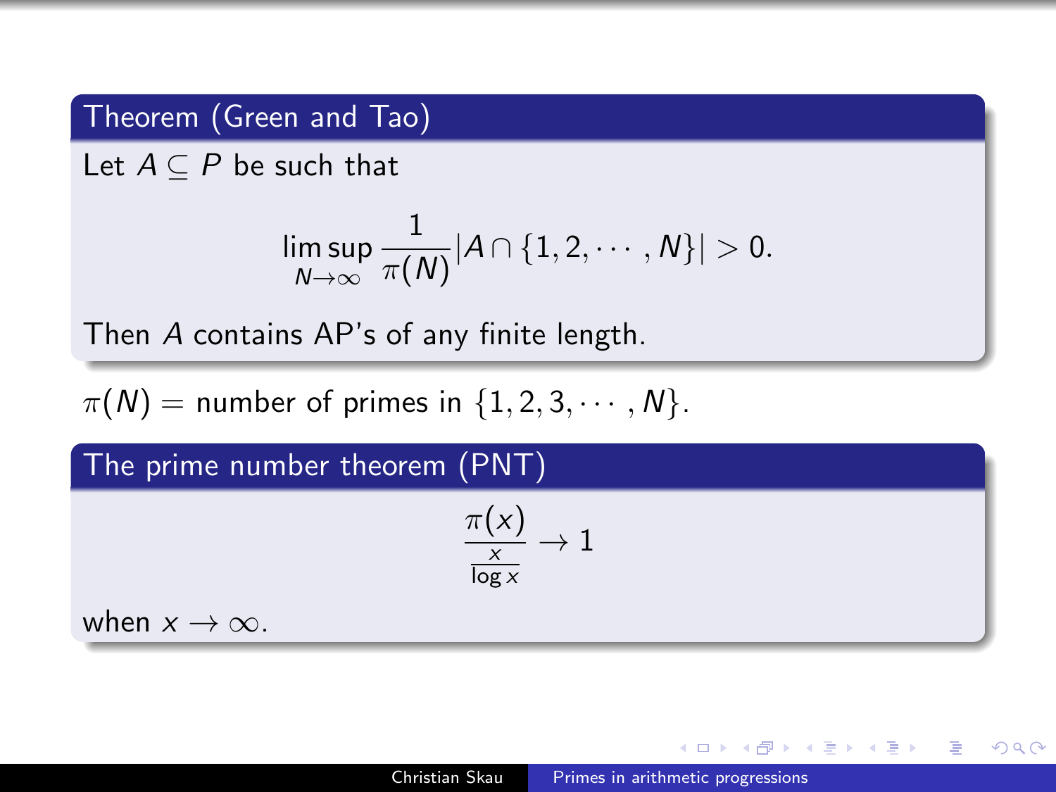**Theorem (Green and Tao)**

Let $A \subseteq P$ be such that

$$\limsup_{N \to \infty} \frac{1}{\pi(N)} |A \cap \{1, 2, \cdots, N\}| > 0.$$

Then $A$ contains AP's of any finite length.

$\pi(N) =$ number of primes in $\{1, 2, 3, \cdots, N\}$.

**The prime number theorem (PNT)**

$$\frac{\pi(x)}{\frac{x}{\log x}} \to 1$$

when $x \to \infty$.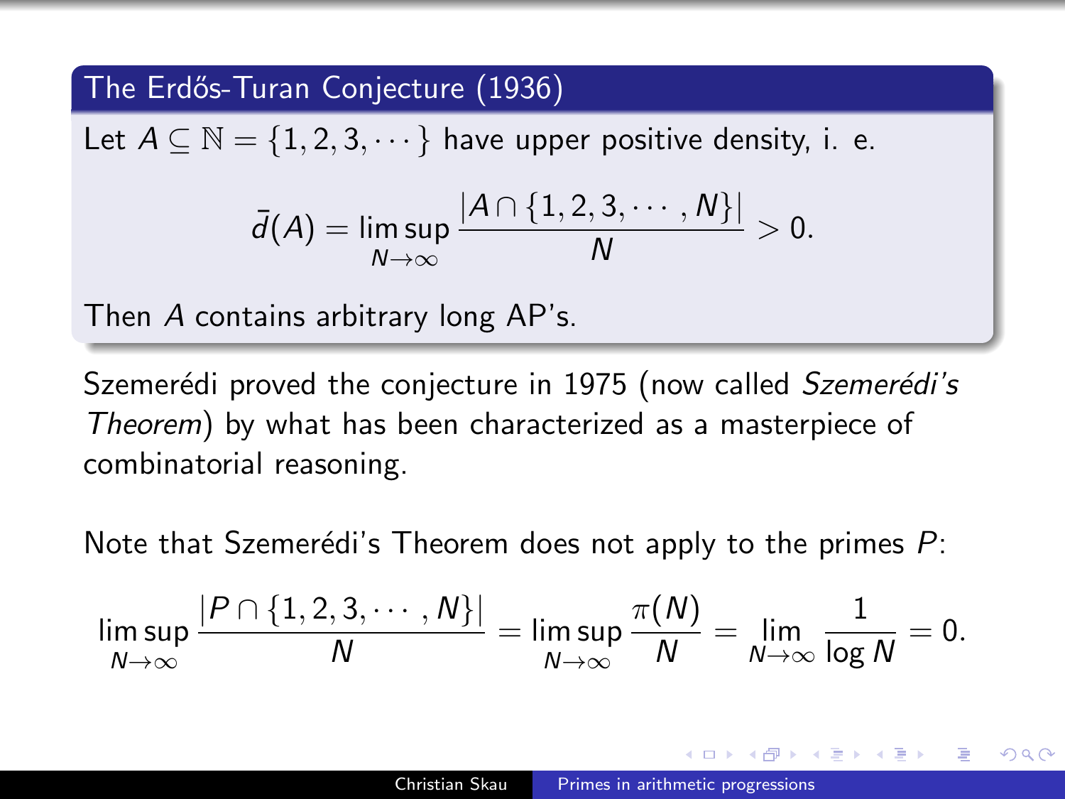### The Erdős-Turan Conjecture (1936)

Let $A \subseteq \mathbb{N} = \{1, 2, 3, \cdots\}$ have upper positive density, i. e.

$$\bar{d}(A) = \limsup_{N \to \infty} \frac{|A \cap \{1, 2, 3, \cdots, N\}|}{N} > 0.$$

Then $A$ contains arbitrary long AP's.

Szemerédi proved the conjecture in 1975 (now called *Szemerédi's Theorem*) by what has been characterized as a masterpiece of combinatorial reasoning.

Note that Szemerédi's Theorem does not apply to the primes $P$:

$$\limsup_{N \to \infty} \frac{|P \cap \{1, 2, 3, \cdots, N\}|}{N} = \limsup_{N \to \infty} \frac{\pi(N)}{N} = \lim_{N \to \infty} \frac{1}{\log N} = 0.$$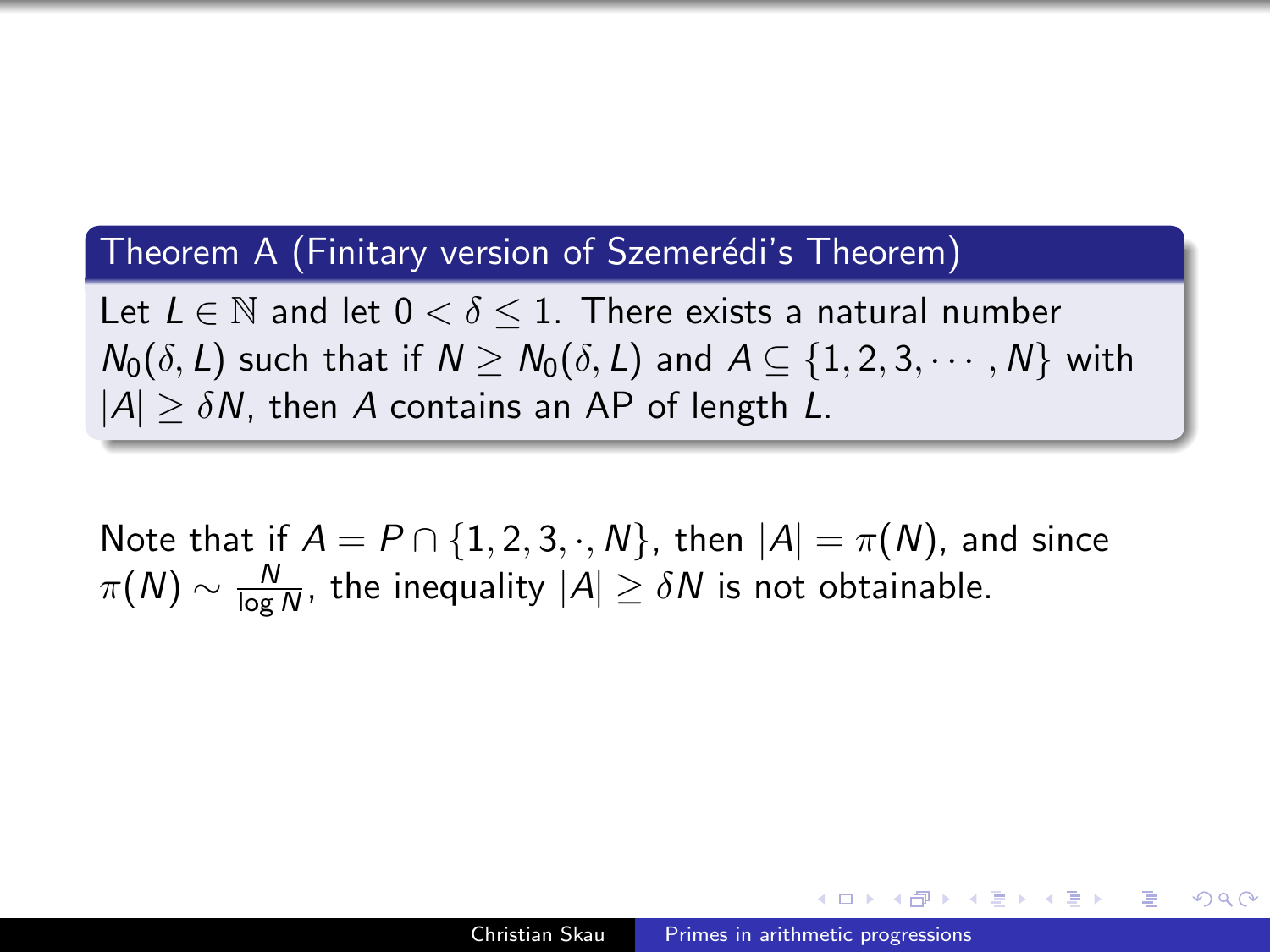**Theorem A (Finitary version of Szemerédi's Theorem)**

Let $L \in \mathbb{N}$ and let $0 < \delta \leq 1$. There exists a natural number $N_0(\delta, L)$ such that if $N \geq N_0(\delta, L)$ and $A \subseteq \{1, 2, 3, \cdots, N\}$ with $|A| \geq \delta N$, then $A$ contains an AP of length $L$.

Note that if $A = P \cap \{1, 2, 3, \cdot, N\}$, then $|A| = \pi(N)$, and since $\pi(N) \sim \frac{N}{\log N}$, the inequality $|A| \geq \delta N$ is not obtainable.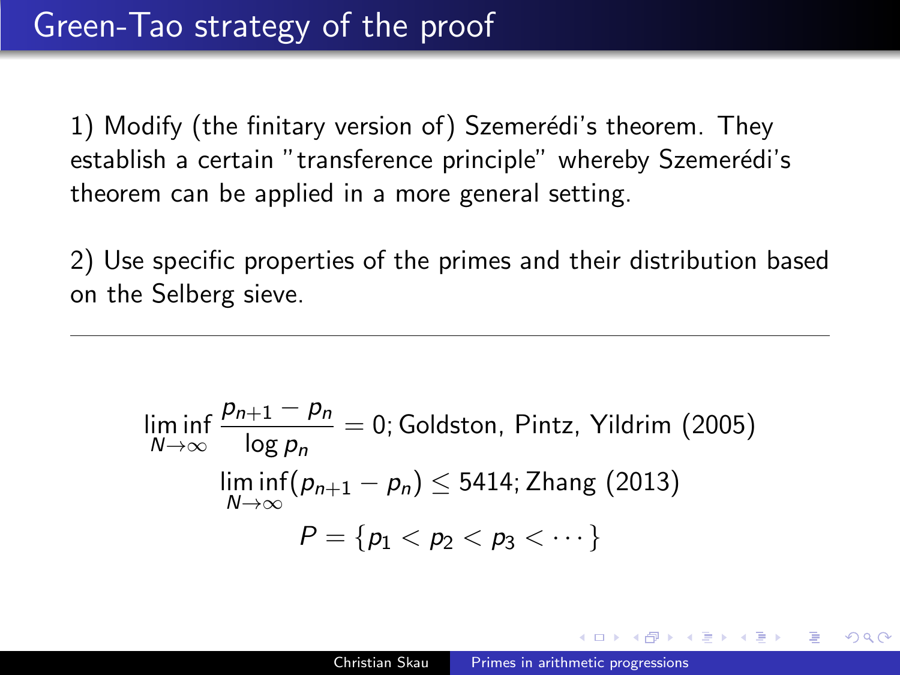# Green-Tao strategy of the proof

1) Modify (the finitary version of) Szemerédi's theorem. They establish a certain "transference principle" whereby Szemerédi's theorem can be applied in a more general setting.

2) Use specific properties of the primes and their distribution based on the Selberg sieve.

---

$$\liminf_{N\to\infty} \frac{p_{n+1} - p_n}{\log p_n} = 0; \text{Goldston, Pintz, Yildrim (2005)}$$

$$\liminf_{N\to\infty} (p_{n+1} - p_n) \leq 5414; \text{Zhang (2013)}$$

$$P = \{p_1 < p_2 < p_3 < \cdots\}$$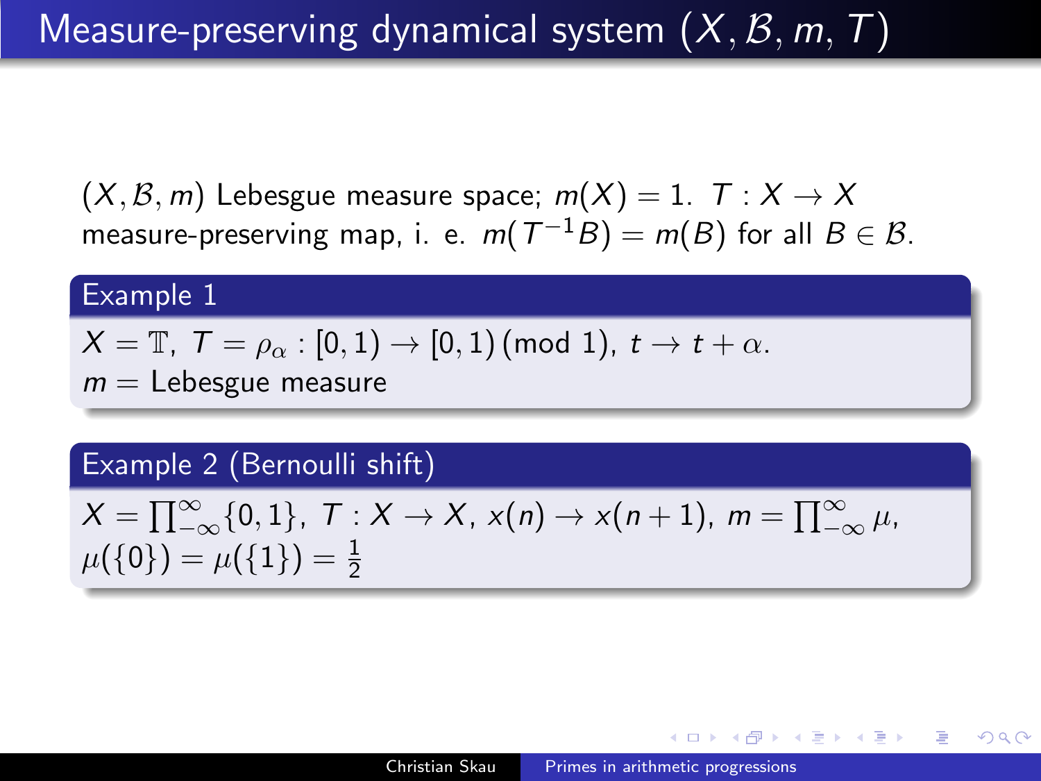# Measure-preserving dynamical system $(X, \mathcal{B}, m, T)$

$(X, \mathcal{B}, m)$ Lebesgue measure space; $m(X) = 1$. $T : X \to X$ measure-preserving map, i. e. $m(T^{-1}B) = m(B)$ for all $B \in \mathcal{B}$.

**Example 1**

$X = \mathbb{T}$, $T = \rho_\alpha : [0, 1) \to [0, 1) \, (\text{mod } 1)$, $t \to t + \alpha$.
$m =$ Lebesgue measure

**Example 2 (Bernoulli shift)**

$X = \prod_{-\infty}^{\infty}\{0, 1\}$, $T : X \to X$, $x(n) \to x(n+1)$, $m = \prod_{-\infty}^{\infty} \mu$,
$\mu(\{0\}) = \mu(\{1\}) = \frac{1}{2}$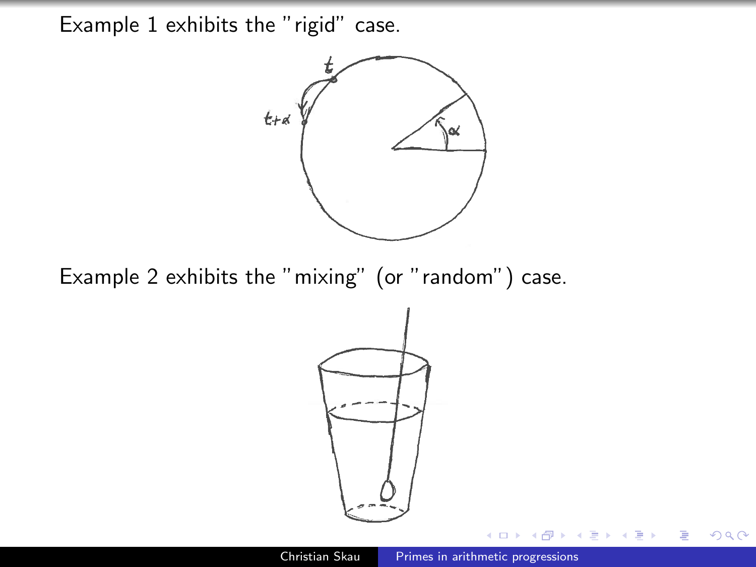Example 1 exhibits the "rigid" case.

Example 2 exhibits the "mixing" (or "random") case.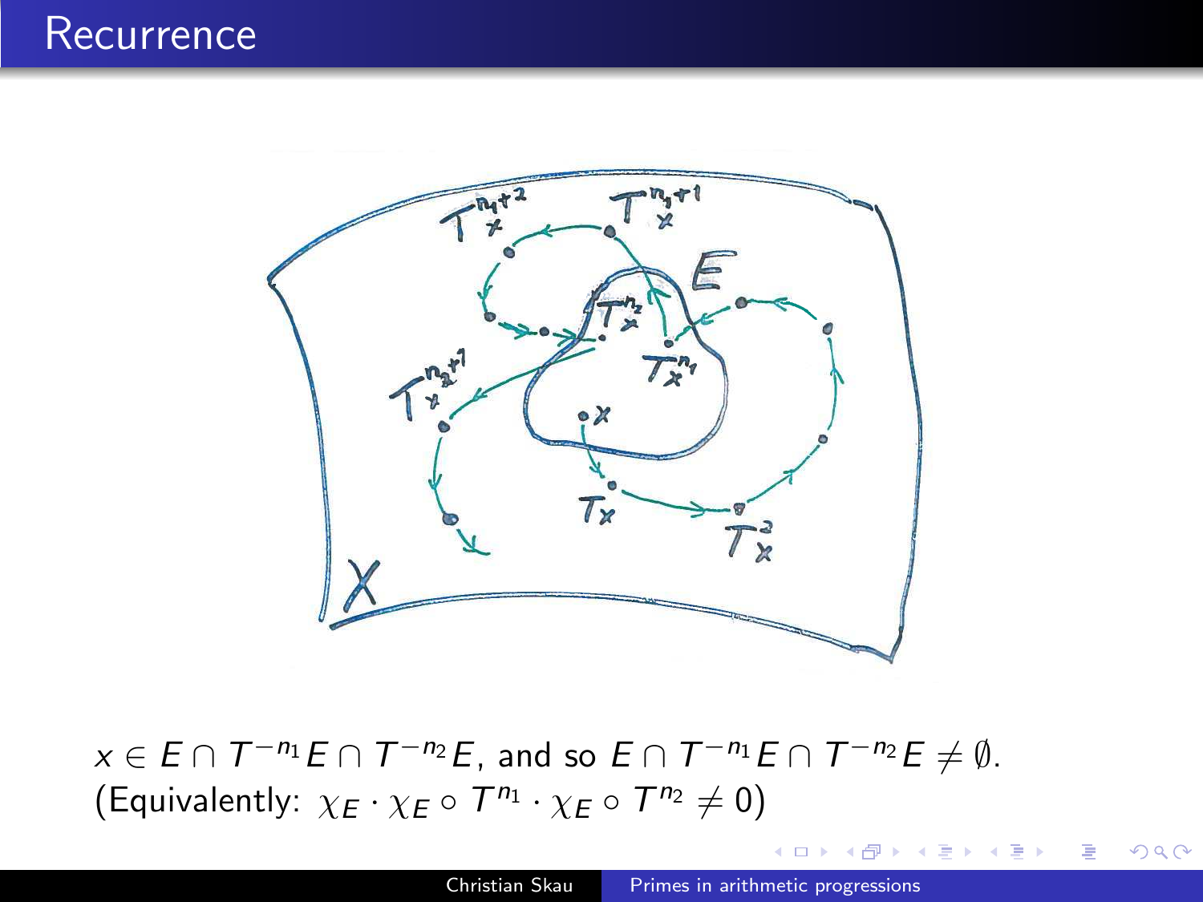# Recurrence

$x \in E \cap T^{-n_1}E \cap T^{-n_2}E$, and so $E \cap T^{-n_1}E \cap T^{-n_2}E \neq \emptyset$.
(Equivalently: $\chi_E \cdot \chi_E \circ T^{n_1} \cdot \chi_E \circ T^{n_2} \neq 0$)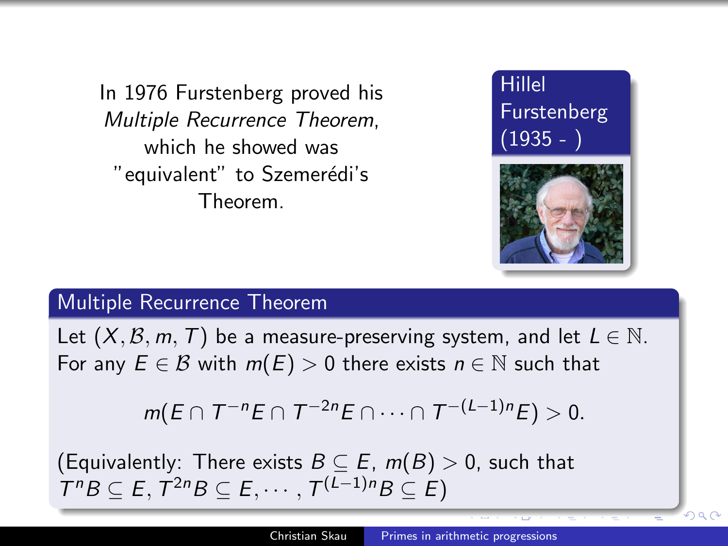In 1976 Furstenberg proved his *Multiple Recurrence Theorem*, which he showed was "equivalent" to Szemerédi's Theorem.

**Hillel Furstenberg (1935 - )**

## Multiple Recurrence Theorem

Let $(X, \mathcal{B}, m, T)$ be a measure-preserving system, and let $L \in \mathbb{N}$. For any $E \in \mathcal{B}$ with $m(E) > 0$ there exists $n \in \mathbb{N}$ such that

$$m(E \cap T^{-n}E \cap T^{-2n}E \cap \cdots \cap T^{-(L-1)n}E) > 0.$$

(Equivalently: There exists $B \subseteq E$, $m(B) > 0$, such that $T^n B \subseteq E, T^{2n}B \subseteq E, \cdots, T^{(L-1)n}B \subseteq E$)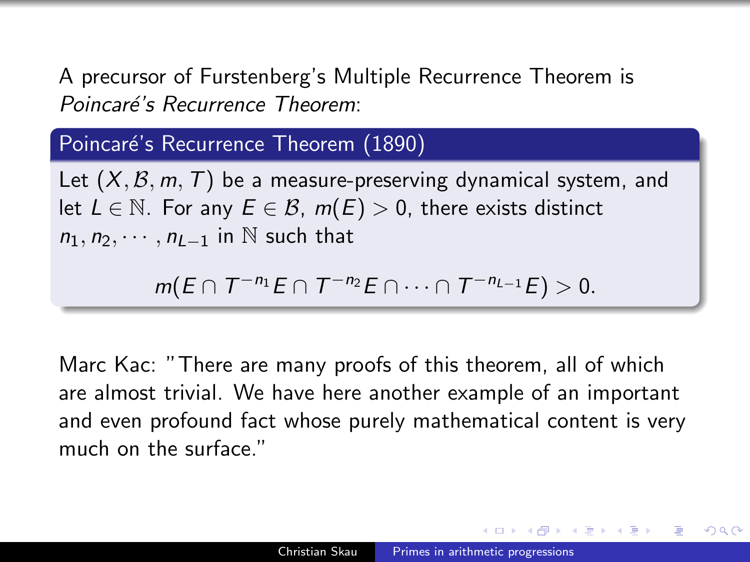A precursor of Furstenberg's Multiple Recurrence Theorem is *Poincaré's Recurrence Theorem*:

**Poincaré's Recurrence Theorem (1890)**

Let $(X, \mathcal{B}, m, T)$ be a measure-preserving dynamical system, and let $L \in \mathbb{N}$. For any $E \in \mathcal{B}$, $m(E) > 0$, there exists distinct $n_1, n_2, \cdots, n_{L-1}$ in $\mathbb{N}$ such that

$$m(E \cap T^{-n_1}E \cap T^{-n_2}E \cap \cdots \cap T^{-n_{L-1}}E) > 0.$$

Marc Kac: "There are many proofs of this theorem, all of which are almost trivial. We have here another example of an important and even profound fact whose purely mathematical content is very much on the surface."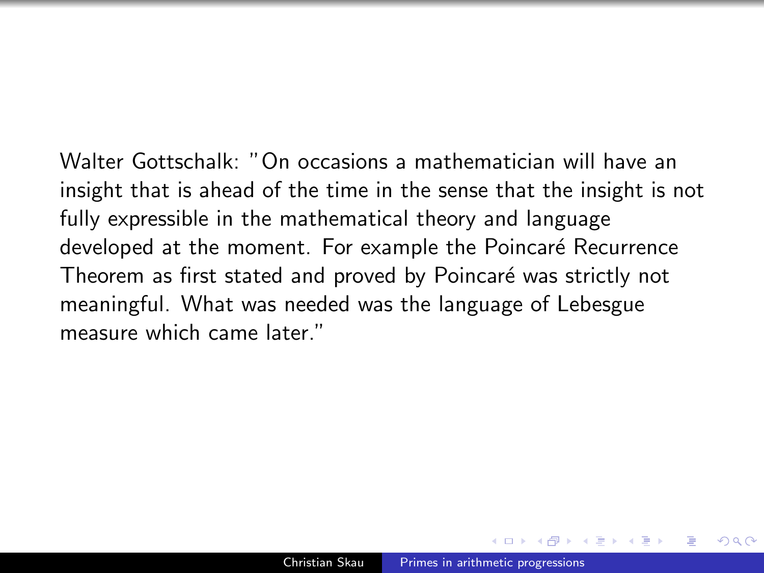Walter Gottschalk: "On occasions a mathematician will have an insight that is ahead of the time in the sense that the insight is not fully expressible in the mathematical theory and language developed at the moment. For example the Poincaré Recurrence Theorem as first stated and proved by Poincaré was strictly not meaningful. What was needed was the language of Lebesgue measure which came later."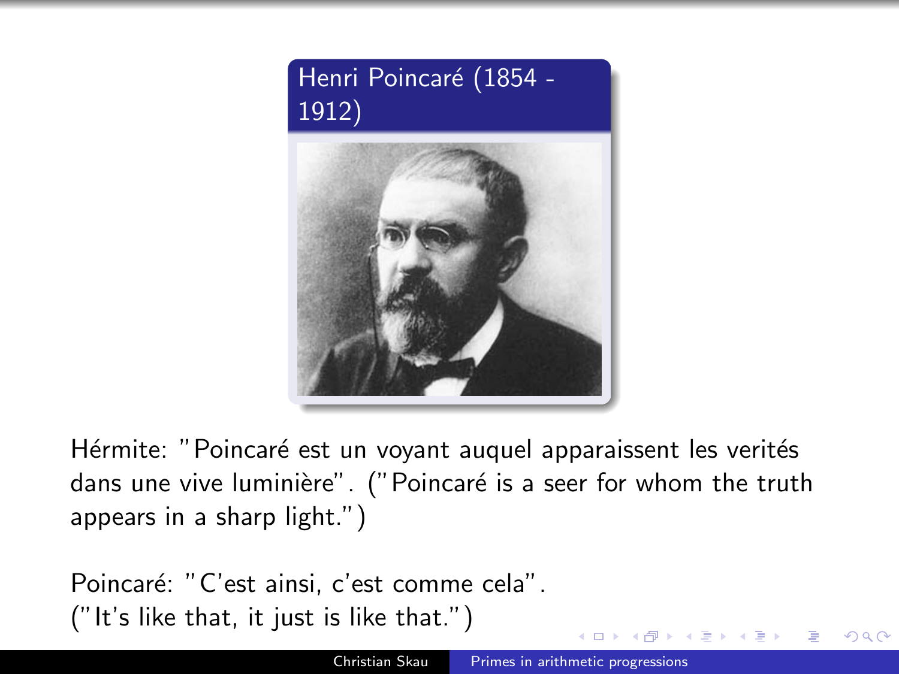## Henri Poincaré (1854 - 1912)

Hérmite: "Poincaré est un voyant auquel apparaissent les verités dans une vive luminière". ("Poincaré is a seer for whom the truth appears in a sharp light.")

Poincaré: "C'est ainsi, c'est comme cela". ("It's like that, it just is like that.")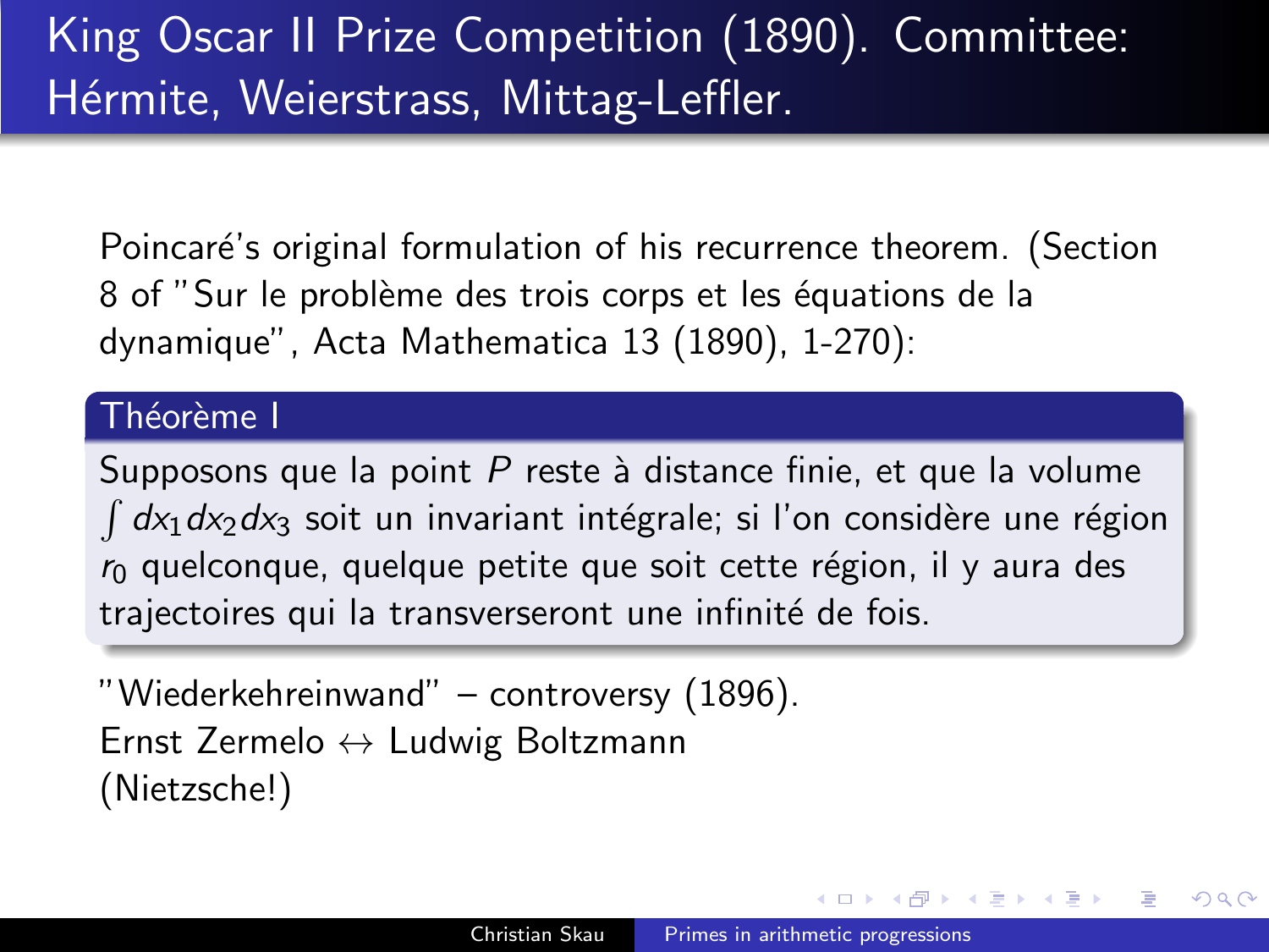# King Oscar II Prize Competition (1890). Committee: Hérmite, Weierstrass, Mittag-Leffler.

Poincaré's original formulation of his recurrence theorem. (Section 8 of "Sur le problème des trois corps et les équations de la dynamique", Acta Mathematica 13 (1890), 1-270):

**Théorème I**

Supposons que la point $P$ reste à distance finie, et que la volume $\int dx_1 dx_2 dx_3$ soit un invariant intégrale; si l'on considère une région $r_0$ quelconque, quelque petite que soit cette région, il y aura des trajectoires qui la transverseront une infinité de fois.

"Wiederkehreinwand" – controversy (1896).
Ernst Zermelo $\leftrightarrow$ Ludwig Boltzmann
(Nietzsche!)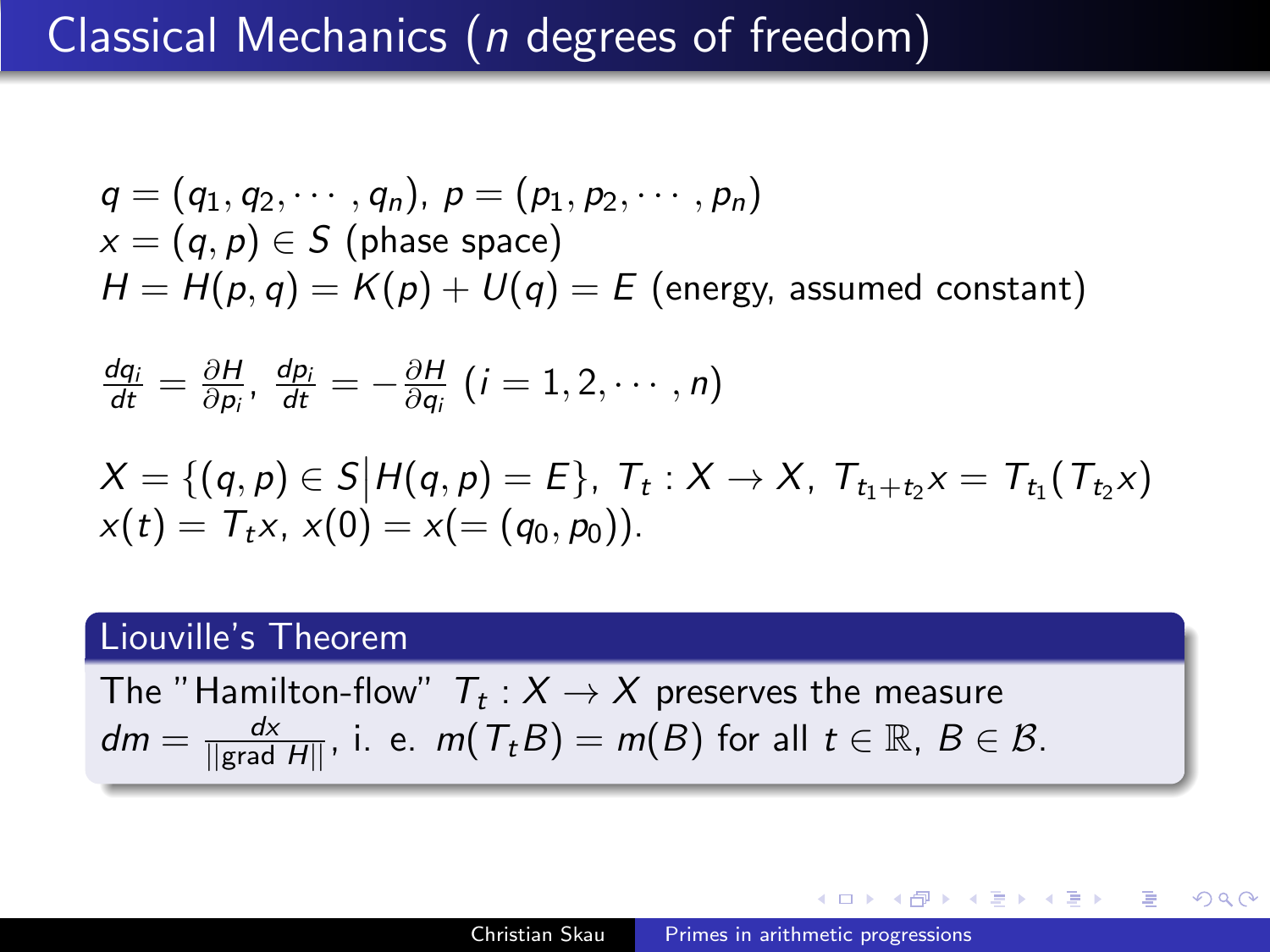# Classical Mechanics ($n$ degrees of freedom)

$q = (q_1, q_2, \cdots, q_n)$, $p = (p_1, p_2, \cdots, p_n)$
$x = (q, p) \in S$ (phase space)
$H = H(p, q) = K(p) + U(q) = E$ (energy, assumed constant)

$\frac{dq_i}{dt} = \frac{\partial H}{\partial p_i}$, $\frac{dp_i}{dt} = -\frac{\partial H}{\partial q_i}$ $(i = 1, 2, \cdots, n)$

$X = \{(q, p) \in S \big| H(q, p) = E\}$, $T_t : X \to X$, $T_{t_1+t_2}x = T_{t_1}(T_{t_2}x)$
$x(t) = T_t x$, $x(0) = x(= (q_0, p_0))$.

**Liouville's Theorem**

The "Hamilton-flow" $T_t : X \to X$ preserves the measure $dm = \frac{dx}{||\text{grad } H||}$, i. e. $m(T_t B) = m(B)$ for all $t \in \mathbb{R}$, $B \in \mathcal{B}$.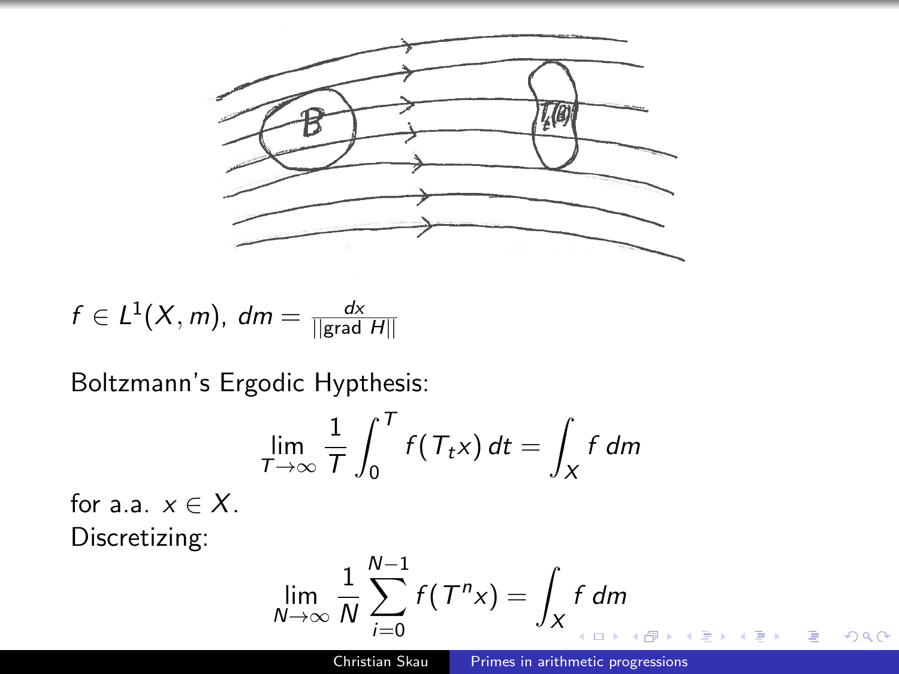$f \in L^1(X, m)$, $dm = \frac{dx}{||\text{grad } H||}$

Boltzmann's Ergodic Hypthesis:

$$\lim_{T\to\infty} \frac{1}{T} \int_0^T f(T_t x)\, dt = \int_X f\, dm$$

for a.a. $x \in X$.
Discretizing:

$$\lim_{N\to\infty} \frac{1}{N} \sum_{i=0}^{N-1} f(T^n x) = \int_X f\, dm$$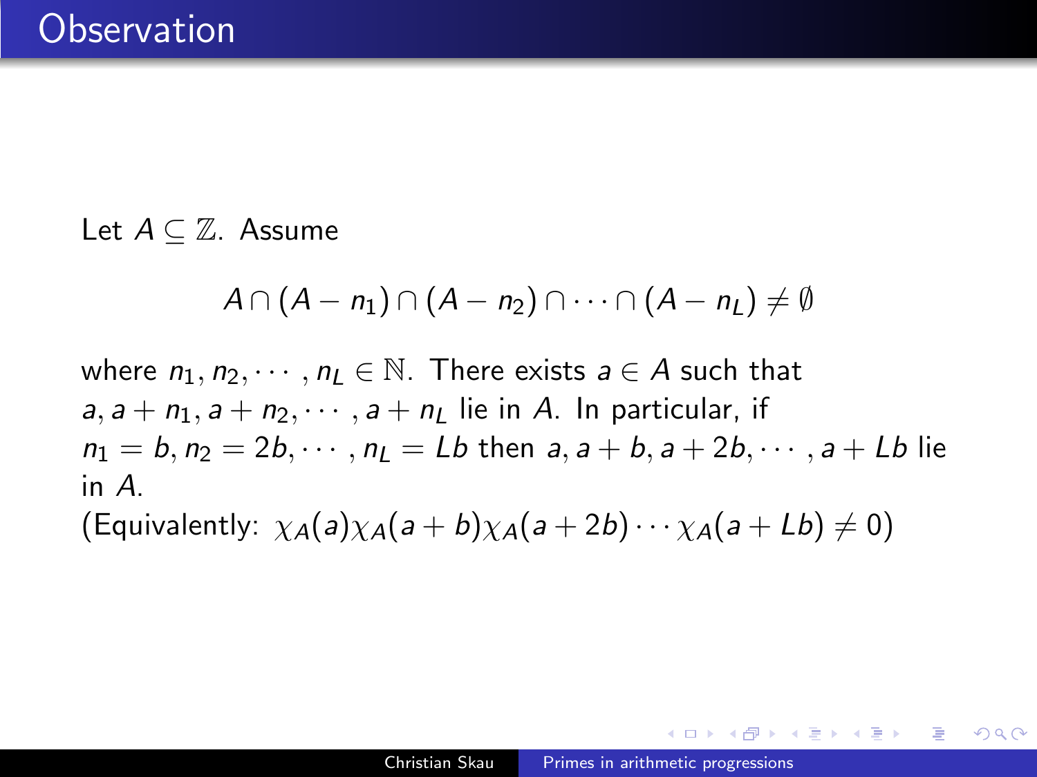# Observation

Let $A \subseteq \mathbb{Z}$. Assume

$$A \cap (A - n_1) \cap (A - n_2) \cap \cdots \cap (A - n_L) \neq \emptyset$$

where $n_1, n_2, \cdots, n_L \in \mathbb{N}$. There exists $a \in A$ such that $a, a + n_1, a + n_2, \cdots, a + n_L$ lie in $A$. In particular, if $n_1 = b, n_2 = 2b, \cdots, n_L = Lb$ then $a, a + b, a + 2b, \cdots, a + Lb$ lie in $A$.

(Equivalently: $\chi_A(a)\chi_A(a + b)\chi_A(a + 2b) \cdots \chi_A(a + Lb) \neq 0$)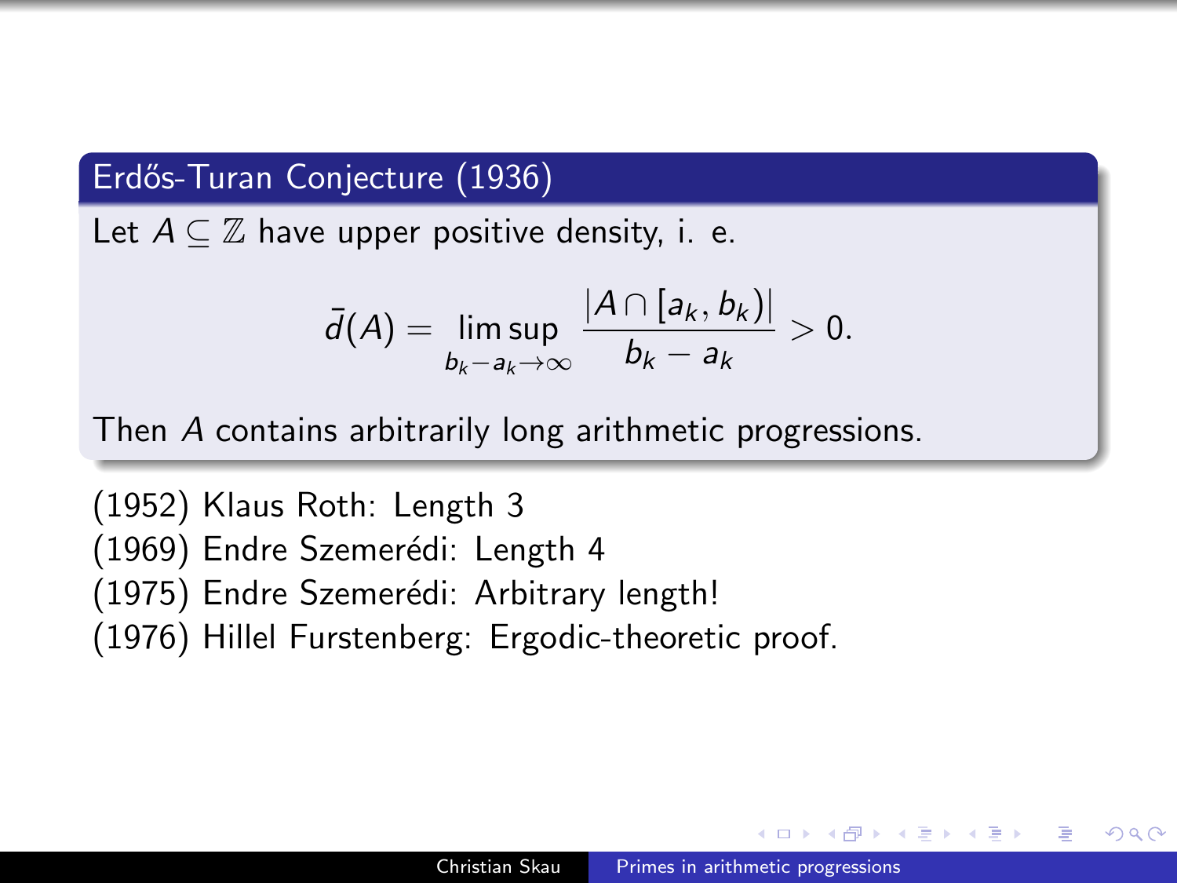## Erdős-Turan Conjecture (1936)

Let $A \subseteq \mathbb{Z}$ have upper positive density, i. e.

$$\bar{d}(A) = \limsup_{b_k - a_k \to \infty} \frac{|A \cap [a_k, b_k)|}{b_k - a_k} > 0.$$

Then $A$ contains arbitrarily long arithmetic progressions.

(1952) Klaus Roth: Length 3
(1969) Endre Szemerédi: Length 4
(1975) Endre Szemerédi: Arbitrary length!
(1976) Hillel Furstenberg: Ergodic-theoretic proof.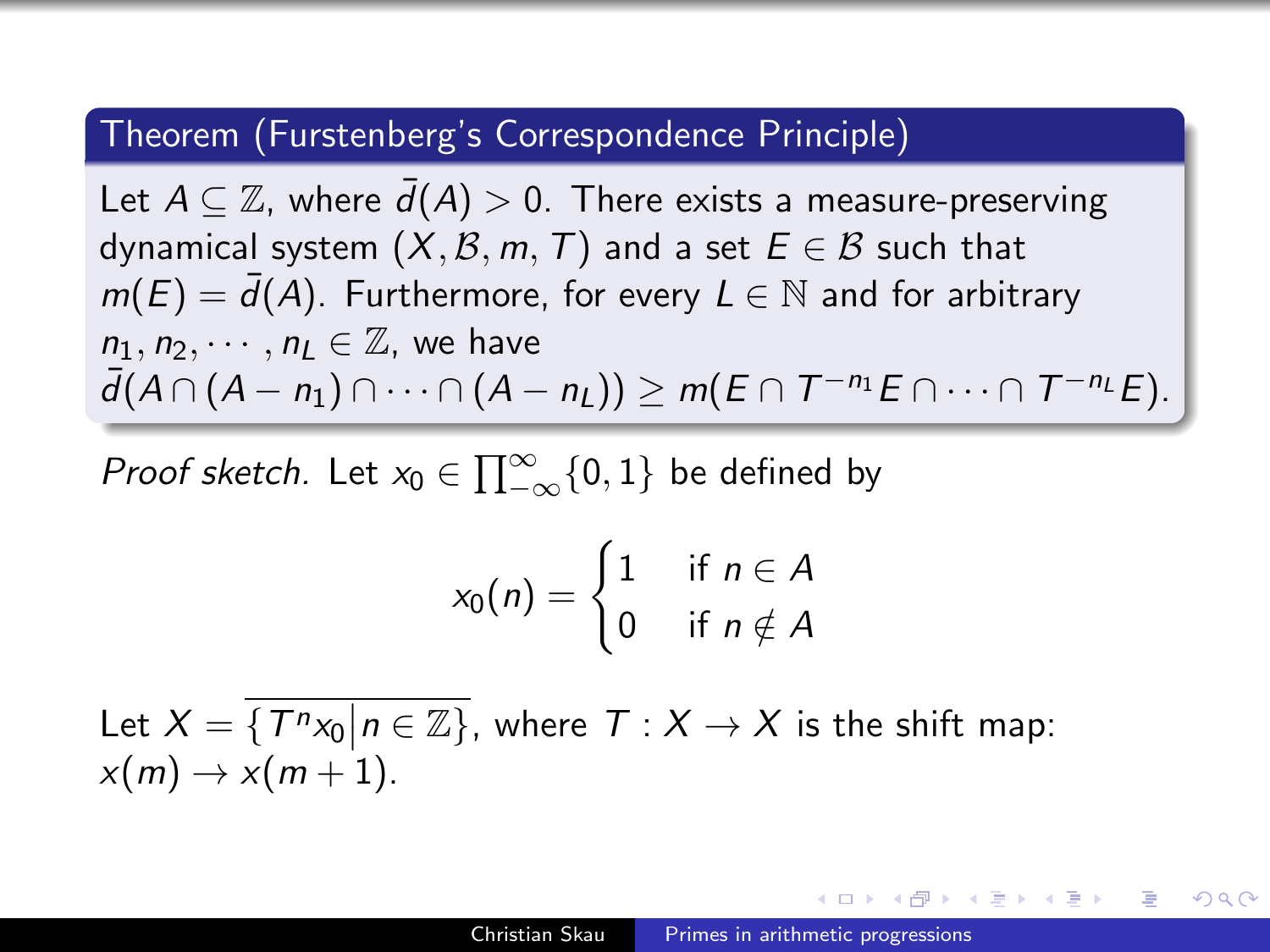**Theorem (Furstenberg's Correspondence Principle)**

Let $A \subseteq \mathbb{Z}$, where $\bar{d}(A) > 0$. There exists a measure-preserving dynamical system $(X, \mathcal{B}, m, T)$ and a set $E \in \mathcal{B}$ such that $m(E) = \bar{d}(A)$. Furthermore, for every $L \in \mathbb{N}$ and for arbitrary $n_1, n_2, \cdots, n_L \in \mathbb{Z}$, we have $\bar{d}(A \cap (A - n_1) \cap \cdots \cap (A - n_L)) \geq m(E \cap T^{-n_1} E \cap \cdots \cap T^{-n_L} E)$.

*Proof sketch.* Let $x_0 \in \prod_{-\infty}^{\infty} \{0, 1\}$ be defined by

$$x_0(n) = \begin{cases} 1 & \text{if } n \in A \\ 0 & \text{if } n \notin A \end{cases}$$

Let $X = \overline{\{T^n x_0 \big| n \in \mathbb{Z}\}}$, where $T : X \to X$ is the shift map: $x(m) \to x(m+1)$.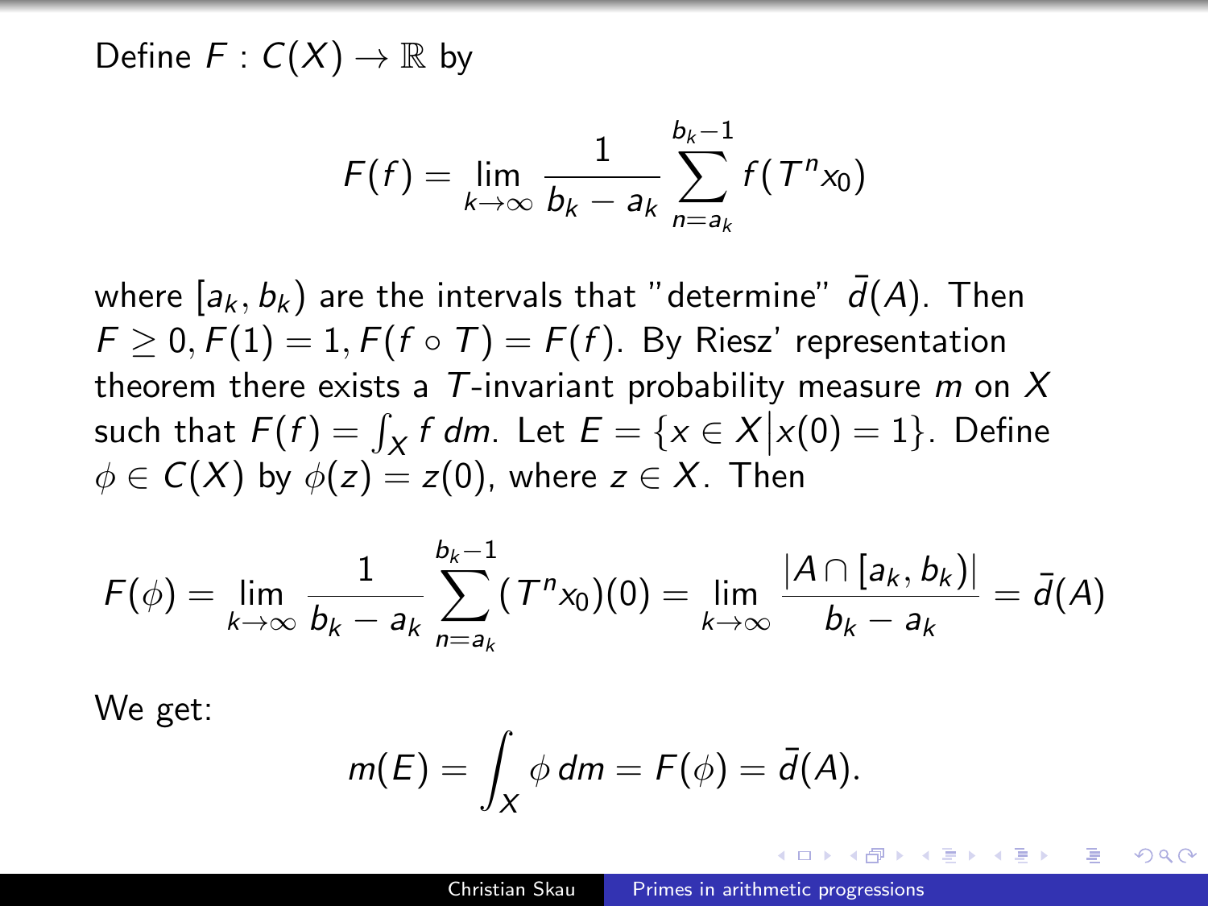Define $F : C(X) \to \mathbb{R}$ by

$$F(f) = \lim_{k\to\infty} \frac{1}{b_k - a_k} \sum_{n=a_k}^{b_k - 1} f(T^n x_0)$$

where $[a_k, b_k)$ are the intervals that "determine" $\bar{d}(A)$. Then $F \geq 0, F(1) = 1, F(f \circ T) = F(f)$. By Riesz' representation theorem there exists a $T$-invariant probability measure $m$ on $X$ such that $F(f) = \int_X f\, dm$. Let $E = \{x \in X \big| x(0) = 1\}$. Define $\phi \in C(X)$ by $\phi(z) = z(0)$, where $z \in X$. Then

$$F(\phi) = \lim_{k\to\infty} \frac{1}{b_k - a_k} \sum_{n=a_k}^{b_k - 1} (T^n x_0)(0) = \lim_{k\to\infty} \frac{|A \cap [a_k, b_k)|}{b_k - a_k} = \bar{d}(A)$$

We get:

$$m(E) = \int_X \phi\, dm = F(\phi) = \bar{d}(A).$$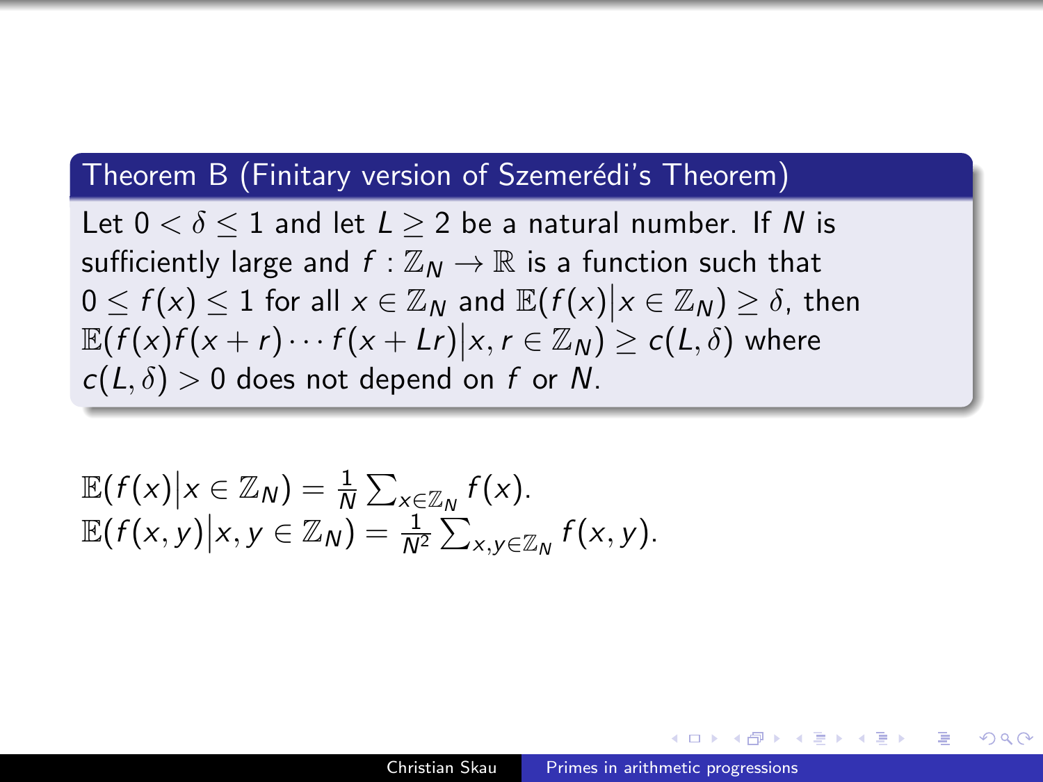**Theorem B (Finitary version of Szemerédi's Theorem)**

Let $0 < \delta \leq 1$ and let $L \geq 2$ be a natural number. If $N$ is sufficiently large and $f : \mathbb{Z}_N \to \mathbb{R}$ is a function such that $0 \leq f(x) \leq 1$ for all $x \in \mathbb{Z}_N$ and $\mathbb{E}(f(x) \big| x \in \mathbb{Z}_N) \geq \delta$, then $\mathbb{E}(f(x)f(x+r)\cdots f(x+Lr) \big| x, r \in \mathbb{Z}_N) \geq c(L, \delta)$ where $c(L, \delta) > 0$ does not depend on $f$ or $N$.

$$\mathbb{E}(f(x) \big| x \in \mathbb{Z}_N) = \frac{1}{N} \sum_{x \in \mathbb{Z}_N} f(x).$$
$$\mathbb{E}(f(x,y) \big| x, y \in \mathbb{Z}_N) = \frac{1}{N^2} \sum_{x,y \in \mathbb{Z}_N} f(x,y).$$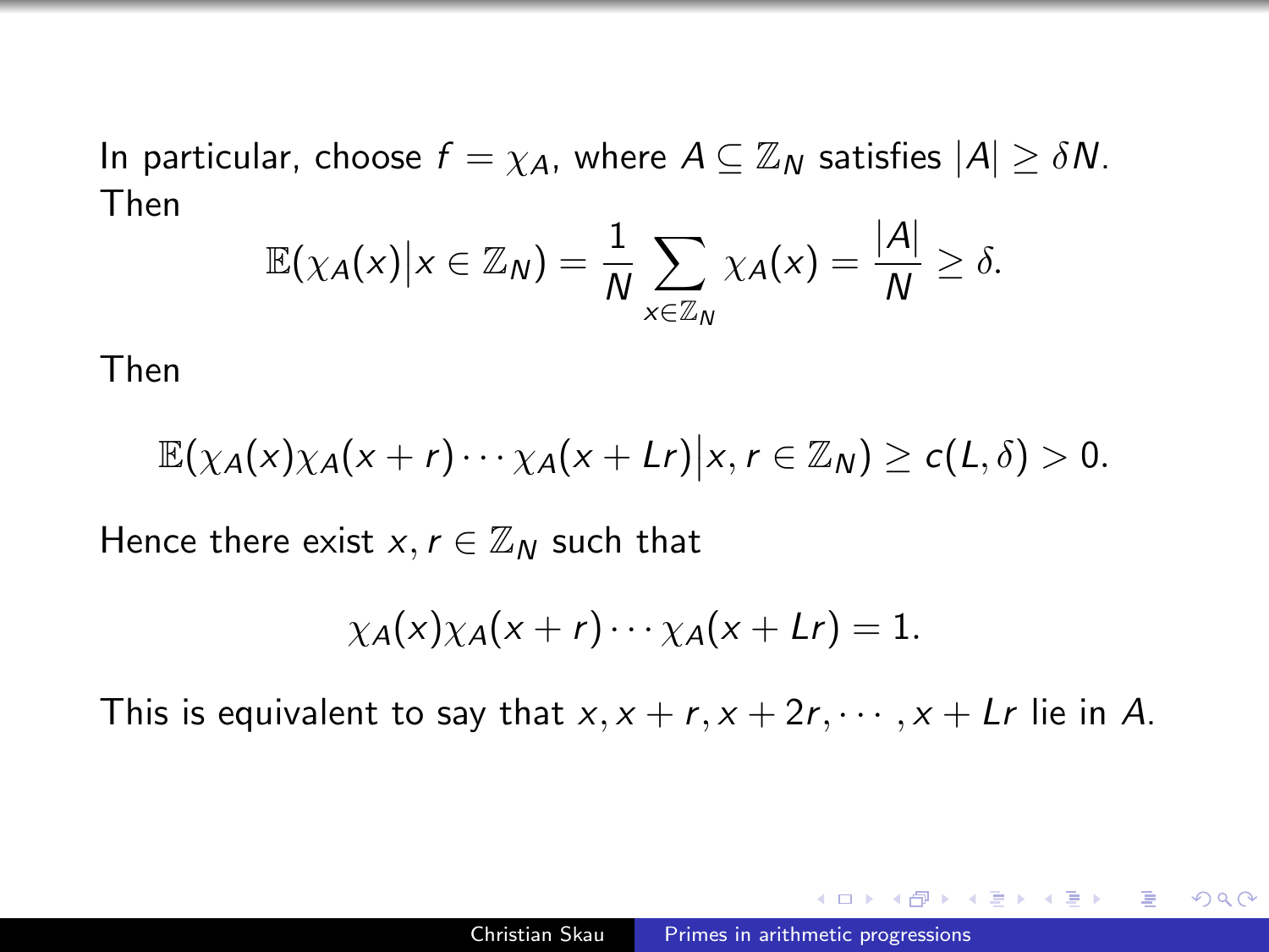In particular, choose $f = \chi_A$, where $A \subseteq \mathbb{Z}_N$ satisfies $|A| \geq \delta N$. Then

$$\mathbb{E}(\chi_A(x) \big| x \in \mathbb{Z}_N) = \frac{1}{N} \sum_{x \in \mathbb{Z}_N} \chi_A(x) = \frac{|A|}{N} \geq \delta.$$

Then

$$\mathbb{E}(\chi_A(x)\chi_A(x+r) \cdots \chi_A(x+Lr) \big| x, r \in \mathbb{Z}_N) \geq c(L, \delta) > 0.$$

Hence there exist $x, r \in \mathbb{Z}_N$ such that

$$\chi_A(x)\chi_A(x+r) \cdots \chi_A(x+Lr) = 1.$$

This is equivalent to say that $x, x+r, x+2r, \cdots, x+Lr$ lie in $A$.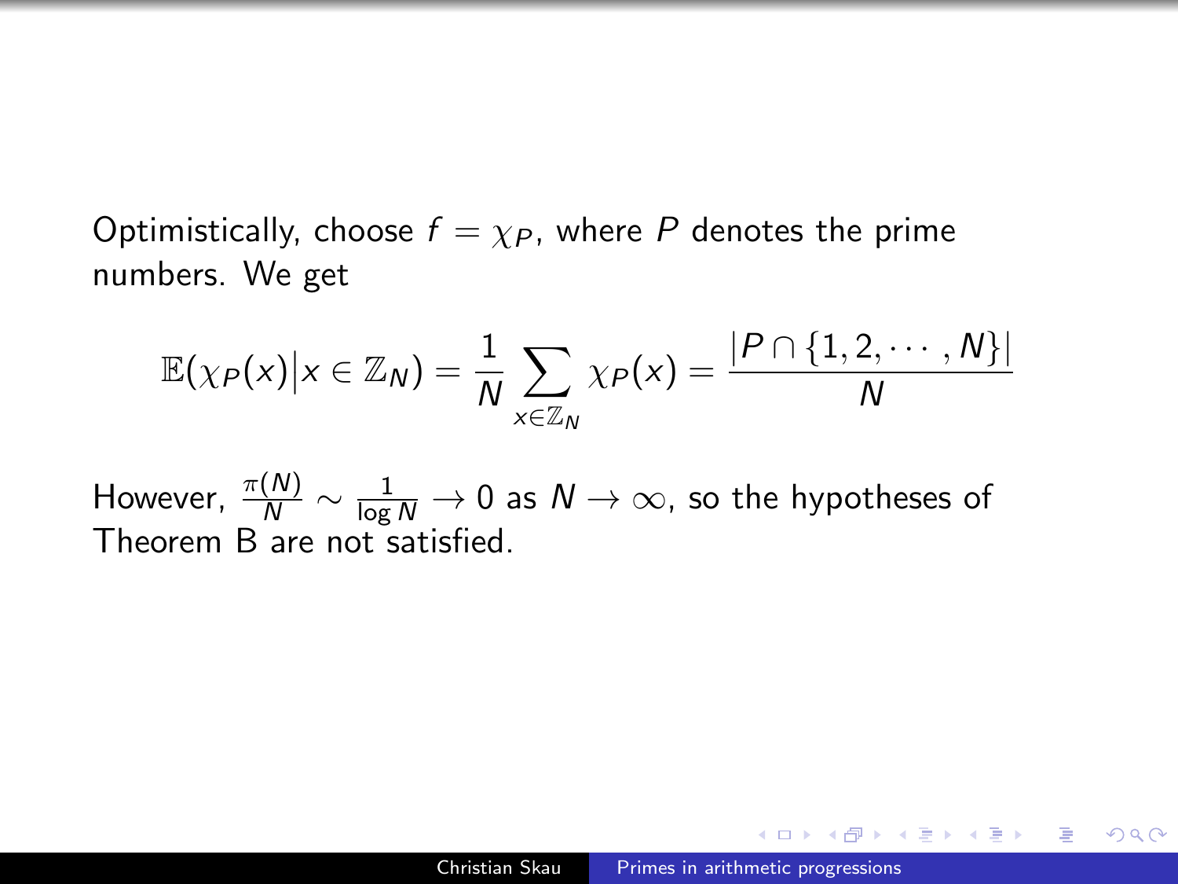Optimistically, choose $f = \chi_P$, where $P$ denotes the prime numbers. We get

$$\mathbb{E}(\chi_P(x) \big| x \in \mathbb{Z}_N) = \frac{1}{N} \sum_{x \in \mathbb{Z}_N} \chi_P(x) = \frac{|P \cap \{1, 2, \cdots, N\}|}{N}$$

However, $\frac{\pi(N)}{N} \sim \frac{1}{\log N} \to 0$ as $N \to \infty$, so the hypotheses of Theorem B are not satisfied.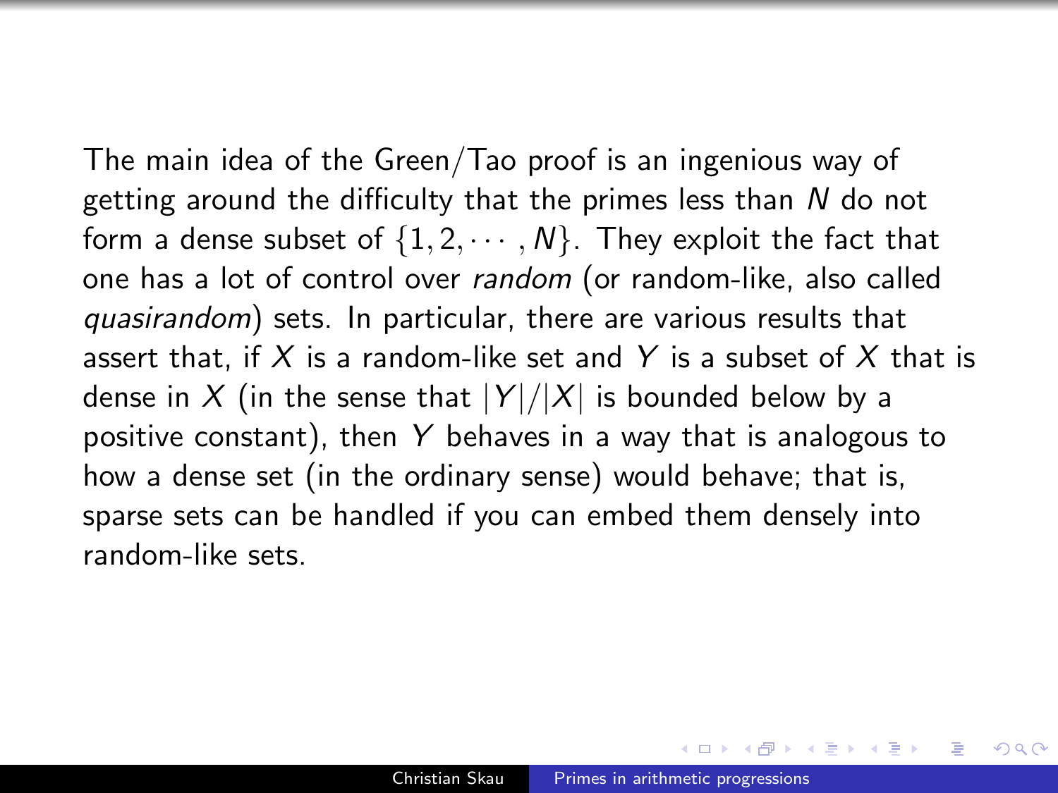The main idea of the Green/Tao proof is an ingenious way of getting around the difficulty that the primes less than $N$ do not form a dense subset of $\{1, 2, \cdots, N\}$. They exploit the fact that one has a lot of control over *random* (or random-like, also called *quasirandom*) sets. In particular, there are various results that assert that, if $X$ is a random-like set and $Y$ is a subset of $X$ that is dense in $X$ (in the sense that $|Y|/|X|$ is bounded below by a positive constant), then $Y$ behaves in a way that is analogous to how a dense set (in the ordinary sense) would behave; that is, sparse sets can be handled if you can embed them densely into random-like sets.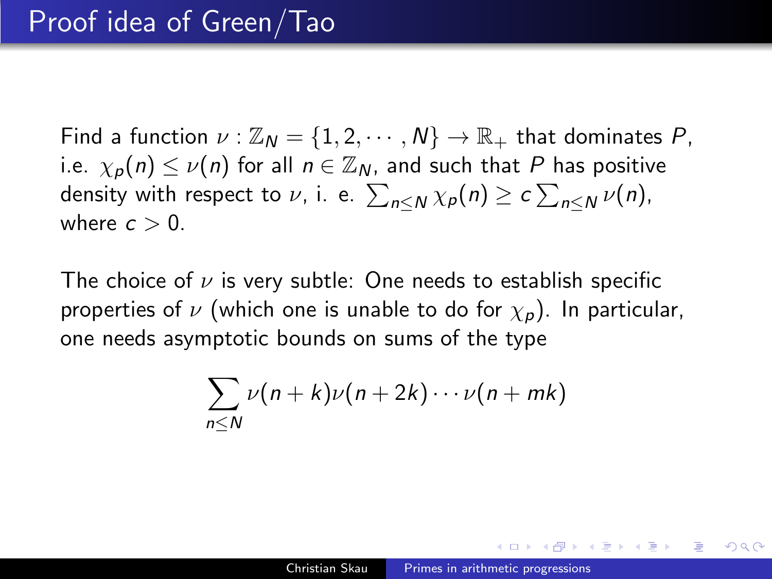# Proof idea of Green/Tao

Find a function $\nu : \mathbb{Z}_N = \{1, 2, \cdots, N\} \to \mathbb{R}_+$ that dominates $P$, i.e. $\chi_p(n) \leq \nu(n)$ for all $n \in \mathbb{Z}_N$, and such that $P$ has positive density with respect to $\nu$, i. e. $\sum_{n \leq N} \chi_p(n) \geq c \sum_{n \leq N} \nu(n)$, where $c > 0$.

The choice of $\nu$ is very subtle: One needs to establish specific properties of $\nu$ (which one is unable to do for $\chi_p$). In particular, one needs asymptotic bounds on sums of the type

$$\sum_{n \leq N} \nu(n+k)\nu(n+2k) \cdots \nu(n+mk)$$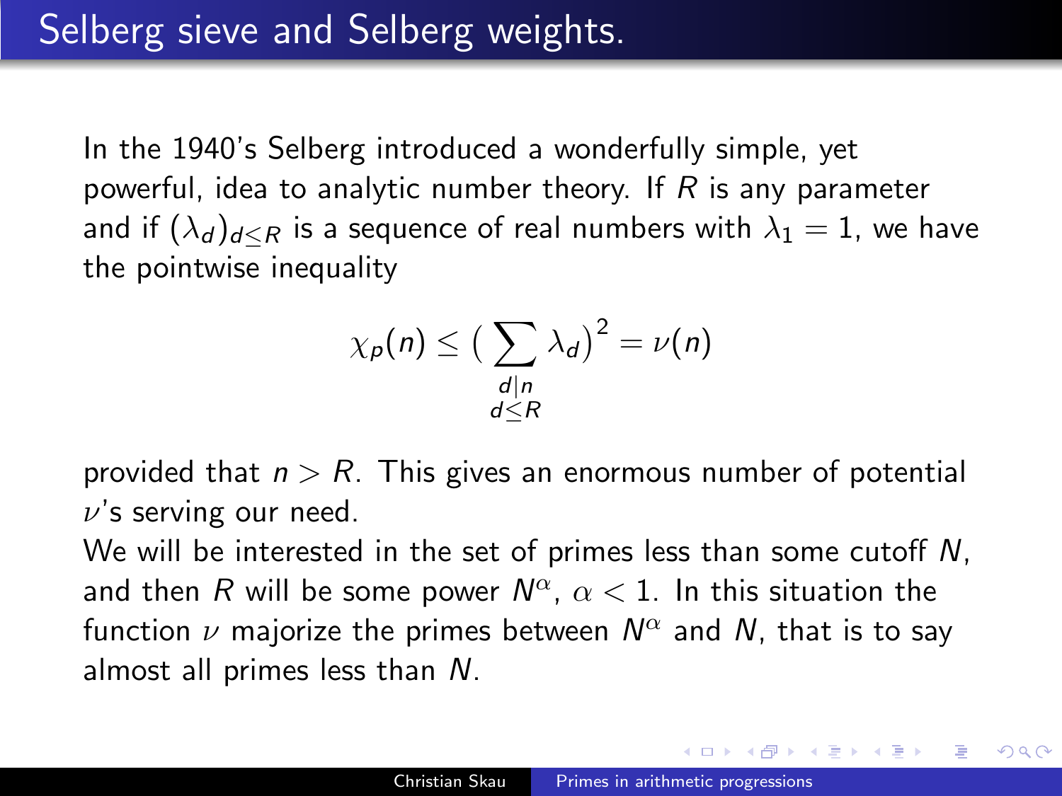# Selberg sieve and Selberg weights.

In the 1940's Selberg introduced a wonderfully simple, yet powerful, idea to analytic number theory. If $R$ is any parameter and if $(\lambda_d)_{d \leq R}$ is a sequence of real numbers with $\lambda_1 = 1$, we have the pointwise inequality

$$\chi_p(n) \leq \Big( \sum_{\substack{d|n \\ d \leq R}} \lambda_d \Big)^2 = \nu(n)$$

provided that $n > R$. This gives an enormous number of potential $\nu$'s serving our need.

We will be interested in the set of primes less than some cutoff $N$, and then $R$ will be some power $N^\alpha$, $\alpha < 1$. In this situation the function $\nu$ majorize the primes between $N^\alpha$ and $N$, that is to say almost all primes less than $N$.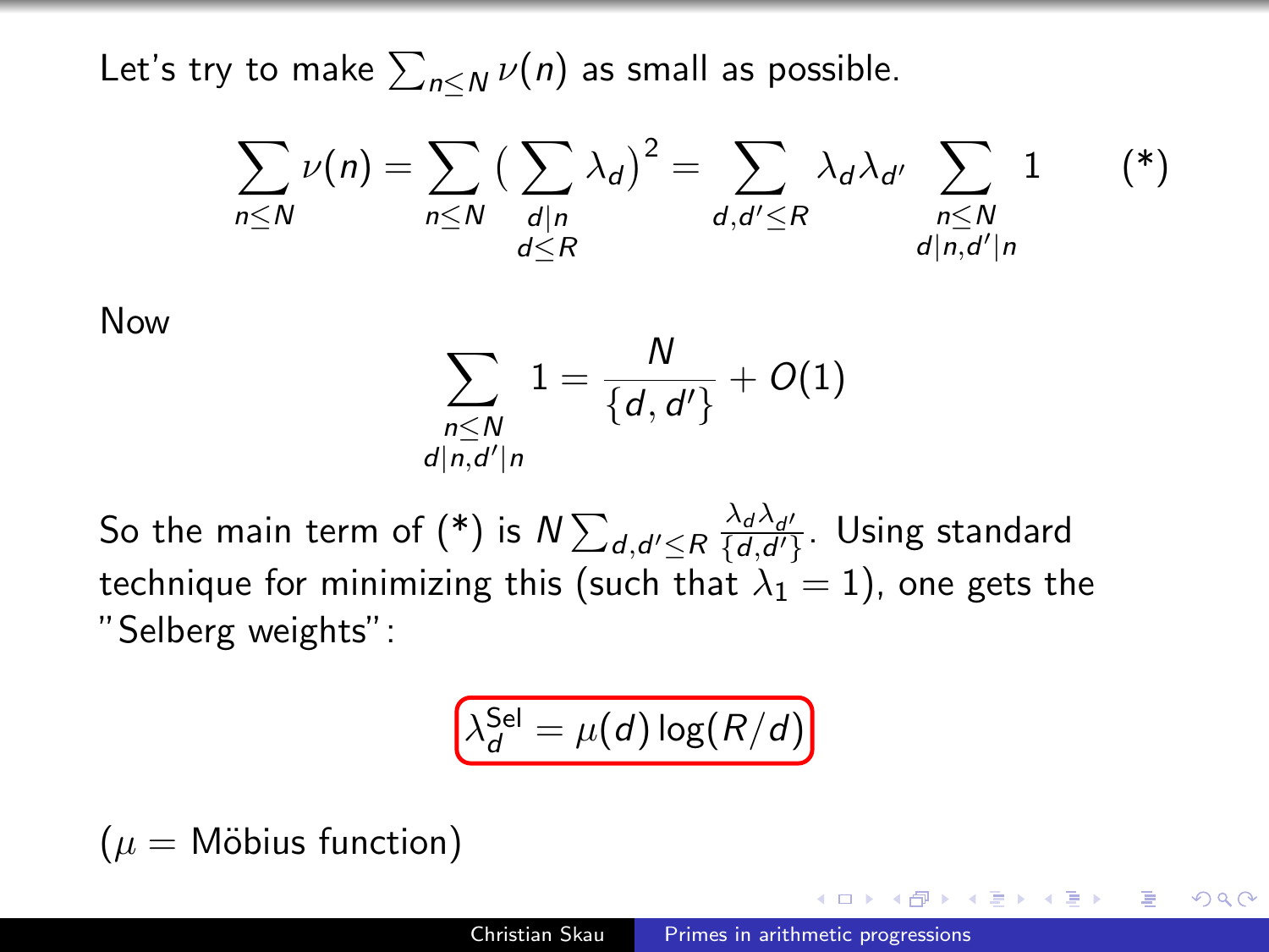Let's try to make $\sum_{n \leq N} \nu(n)$ as small as possible.

$$\sum_{n \leq N} \nu(n) = \sum_{n \leq N} \Big( \sum_{\substack{d \mid n \\ d \leq R}} \lambda_d \Big)^2 = \sum_{d, d' \leq R} \lambda_d \lambda_{d'} \sum_{\substack{n \leq N \\ d \mid n, d' \mid n}} 1 \qquad (*)$$

Now

$$\sum_{\substack{n \leq N \\ d \mid n, d' \mid n}} 1 = \frac{N}{\{d, d'\}} + O(1)$$

So the main term of (*) is $N \sum_{d, d' \leq R} \frac{\lambda_d \lambda_{d'}}{\{d, d'\}}$. Using standard technique for minimizing this (such that $\lambda_1 = 1$), one gets the "Selberg weights":

$$\boxed{\lambda_d^{\text{Sel}} = \mu(d) \log(R/d)}$$

($\mu =$ Möbius function)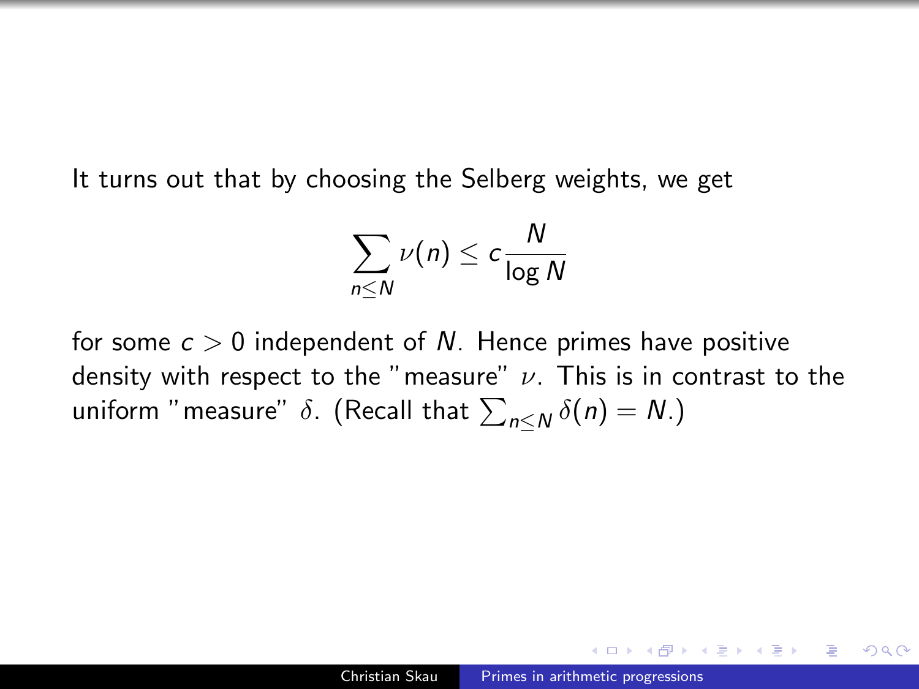It turns out that by choosing the Selberg weights, we get

$$\sum_{n \le N} \nu(n) \le c \frac{N}{\log N}$$

for some $c > 0$ independent of $N$. Hence primes have positive density with respect to the "measure" $\nu$. This is in contrast to the uniform "measure" $\delta$. (Recall that $\sum_{n \le N} \delta(n) = N$.)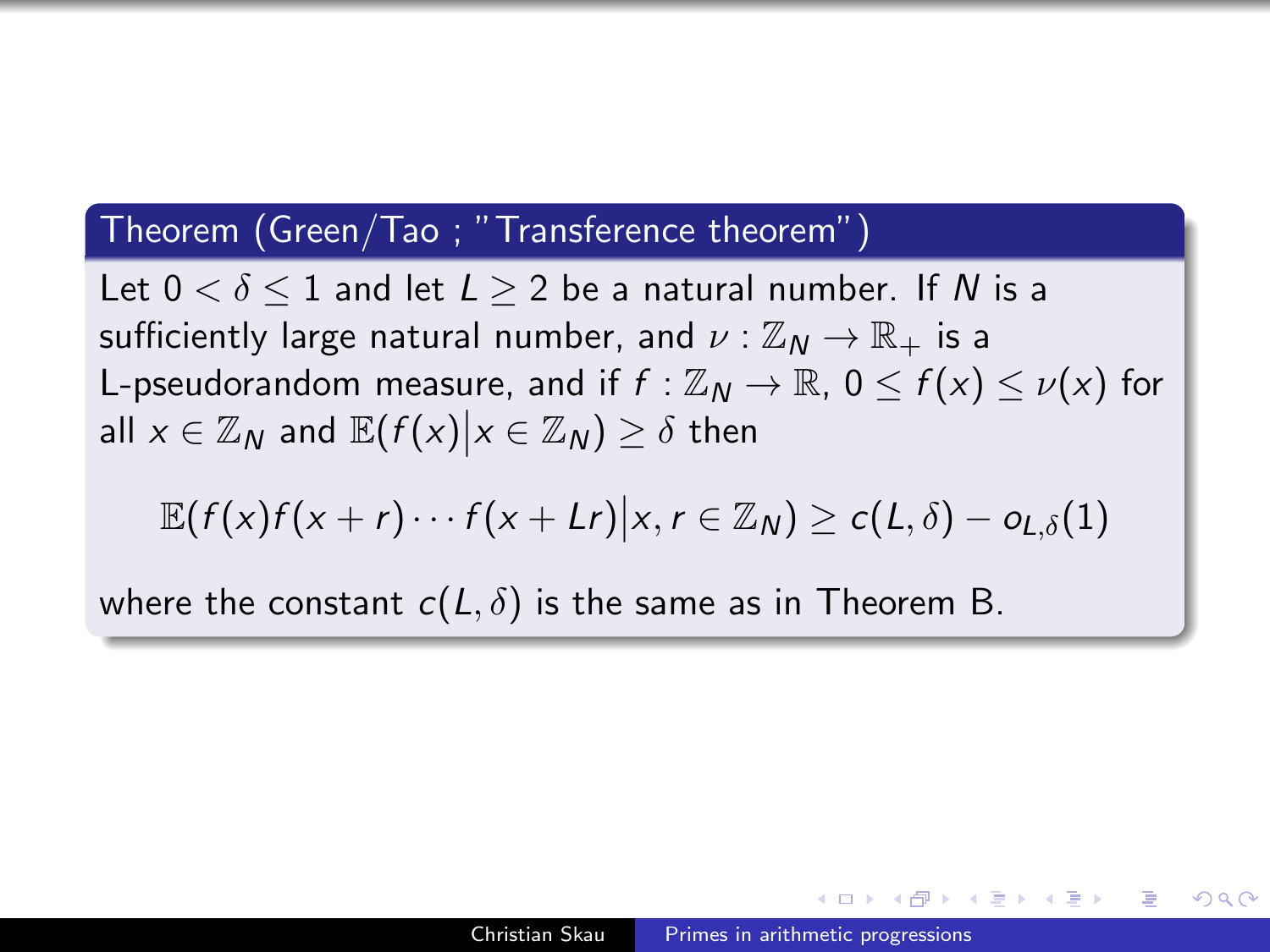**Theorem (Green/Tao ; "Transference theorem")**

Let $0 < \delta \leq 1$ and let $L \geq 2$ be a natural number. If $N$ is a sufficiently large natural number, and $\nu : \mathbb{Z}_N \to \mathbb{R}_+$ is a L-pseudorandom measure, and if $f : \mathbb{Z}_N \to \mathbb{R}$, $0 \leq f(x) \leq \nu(x)$ for all $x \in \mathbb{Z}_N$ and $\mathbb{E}(f(x) \big| x \in \mathbb{Z}_N) \geq \delta$ then

$$\mathbb{E}(f(x)f(x+r)\cdots f(x+Lr) \big| x, r \in \mathbb{Z}_N) \geq c(L, \delta) - o_{L,\delta}(1)$$

where the constant $c(L, \delta)$ is the same as in Theorem B.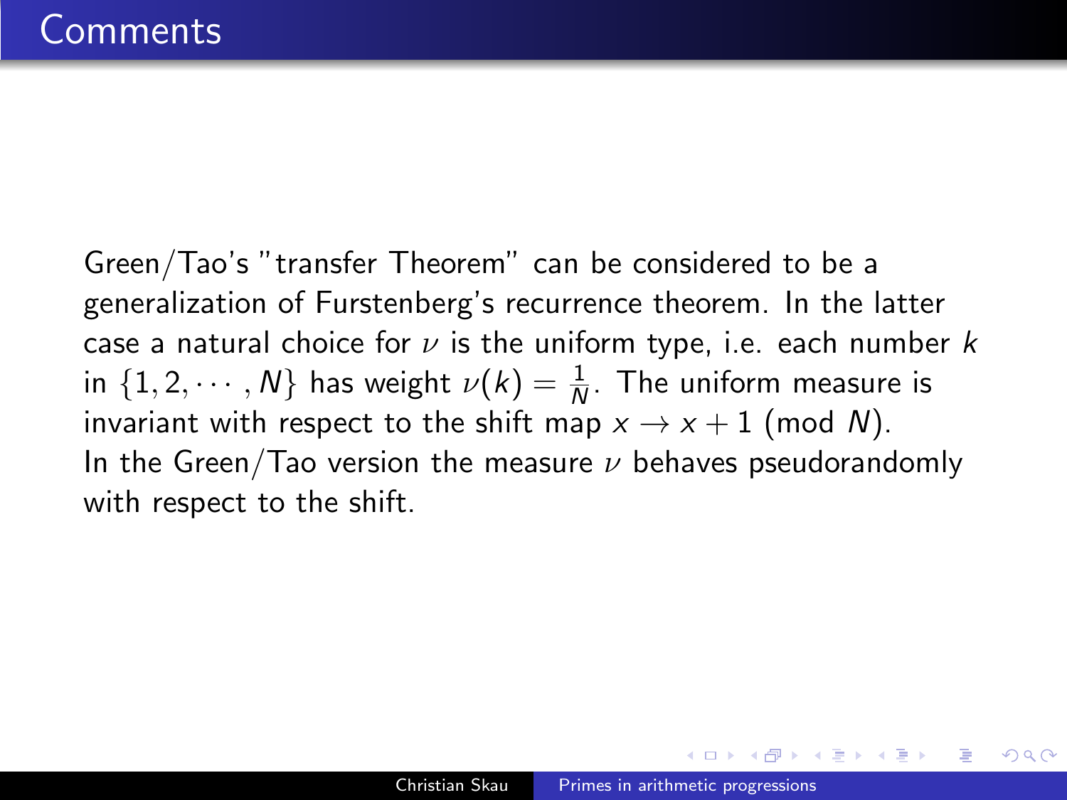# Comments

Green/Tao's "transfer Theorem" can be considered to be a generalization of Furstenberg's recurrence theorem. In the latter case a natural choice for $\nu$ is the uniform type, i.e. each number $k$ in $\{1, 2, \cdots, N\}$ has weight $\nu(k) = \frac{1}{N}$. The uniform measure is invariant with respect to the shift map $x \to x + 1 \pmod{N}$. In the Green/Tao version the measure $\nu$ behaves pseudorandomly with respect to the shift.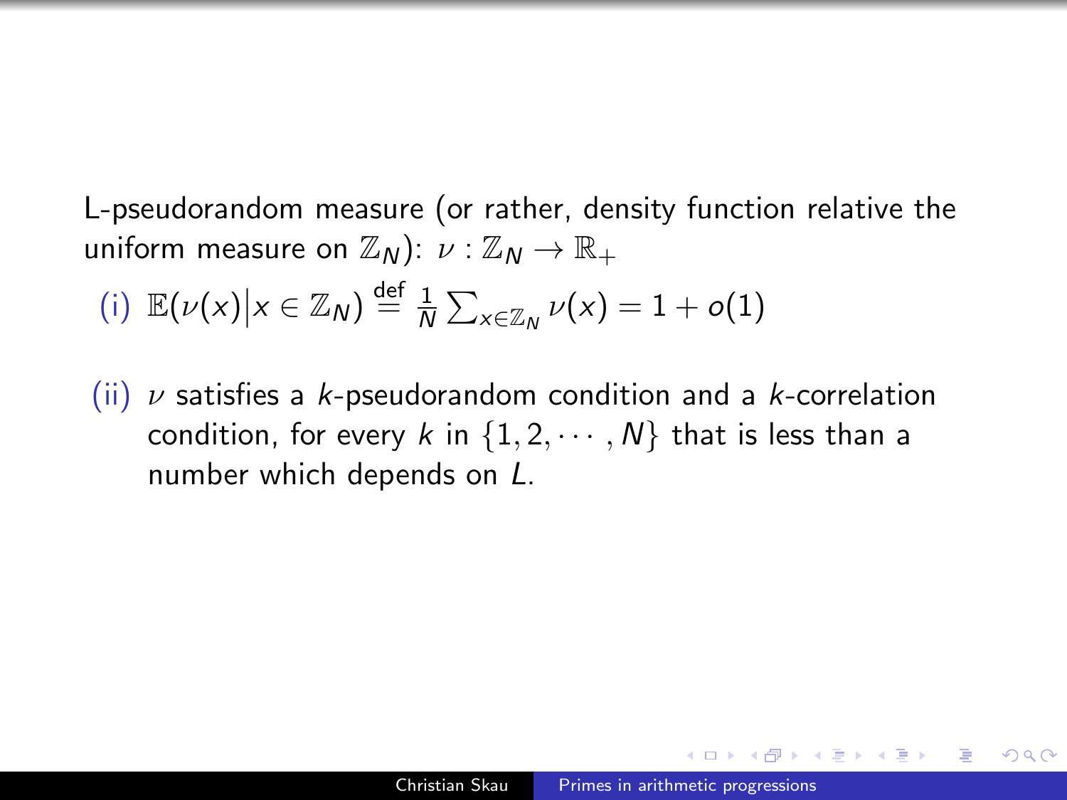L-pseudorandom measure (or rather, density function relative the uniform measure on $\mathbb{Z}_N$): $\nu : \mathbb{Z}_N \to \mathbb{R}_+$

(i) $\mathbb{E}(\nu(x) \big| x \in \mathbb{Z}_N) \stackrel{\text{def}}{=} \frac{1}{N} \sum_{x \in \mathbb{Z}_N} \nu(x) = 1 + o(1)$

(ii) $\nu$ satisfies a $k$-pseudorandom condition and a $k$-correlation condition, for every $k$ in $\{1, 2, \cdots, N\}$ that is less than a number which depends on $L$.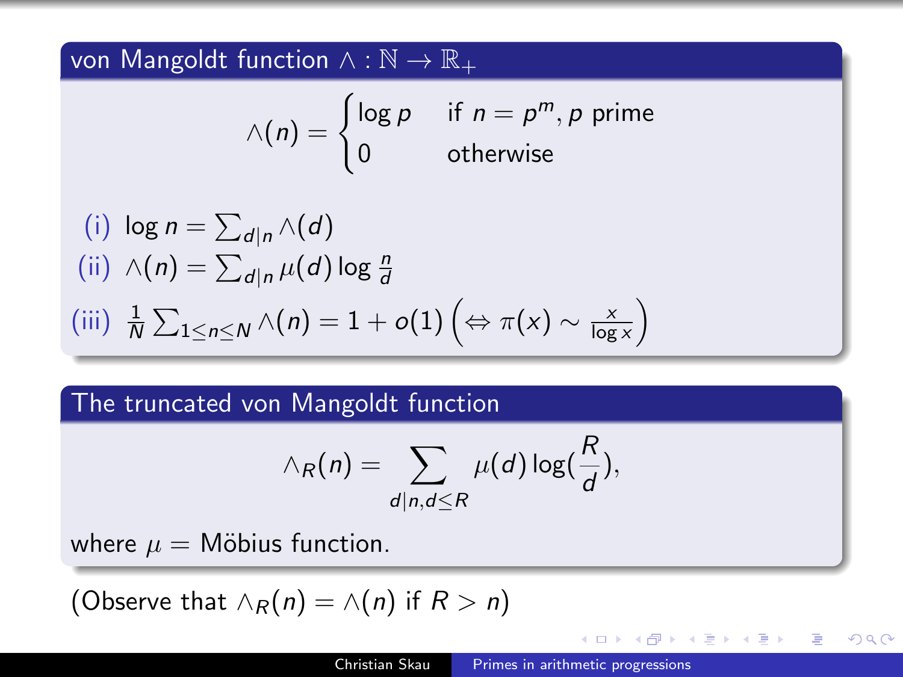## von Mangoldt function $\wedge : \mathbb{N} \to \mathbb{R}_+$

$$\wedge(n) = \begin{cases} \log p & \text{if } n = p^m, p \text{ prime} \\ 0 & \text{otherwise} \end{cases}$$

(i) $\log n = \sum_{d|n} \wedge(d)$

(ii) $\wedge(n) = \sum_{d|n} \mu(d) \log \frac{n}{d}$

(iii) $\frac{1}{N} \sum_{1 \leq n \leq N} \wedge(n) = 1 + o(1) \left( \Leftrightarrow \pi(x) \sim \frac{x}{\log x} \right)$

## The truncated von Mangoldt function

$$\wedge_R(n) = \sum_{d|n, d \leq R} \mu(d) \log(\frac{R}{d}),$$

where $\mu =$ Möbius function.

(Observe that $\wedge_R(n) = \wedge(n)$ if $R > n$)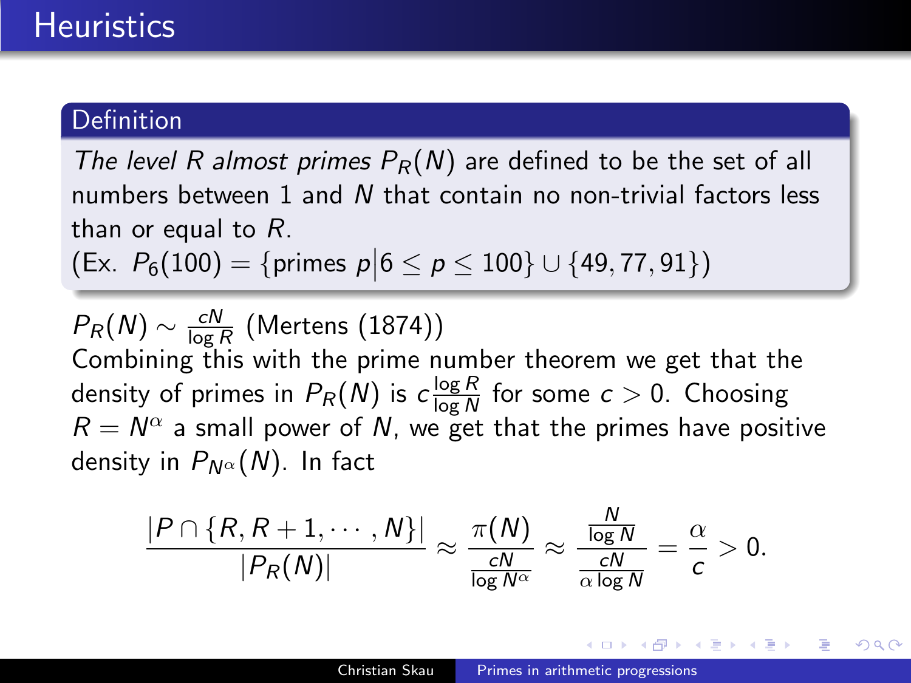# Heuristics

**Definition**

*The level R almost primes $P_R(N)$* are defined to be the set of all numbers between 1 and $N$ that contain no non-trivial factors less than or equal to $R$.
(Ex. $P_6(100) = \{\text{primes } p \big| 6 \leq p \leq 100\} \cup \{49, 77, 91\}$)

$P_R(N) \sim \frac{cN}{\log R}$ (Mertens (1874))
Combining this with the prime number theorem we get that the density of primes in $P_R(N)$ is $c\frac{\log R}{\log N}$ for some $c > 0$. Choosing $R = N^\alpha$ a small power of $N$, we get that the primes have positive density in $P_{N^\alpha}(N)$. In fact

$$\frac{|P \cap \{R, R+1, \cdots, N\}|}{|P_R(N)|} \approx \frac{\pi(N)}{\frac{cN}{\log N^\alpha}} \approx \frac{\frac{N}{\log N}}{\frac{cN}{\alpha \log N}} = \frac{\alpha}{c} > 0.$$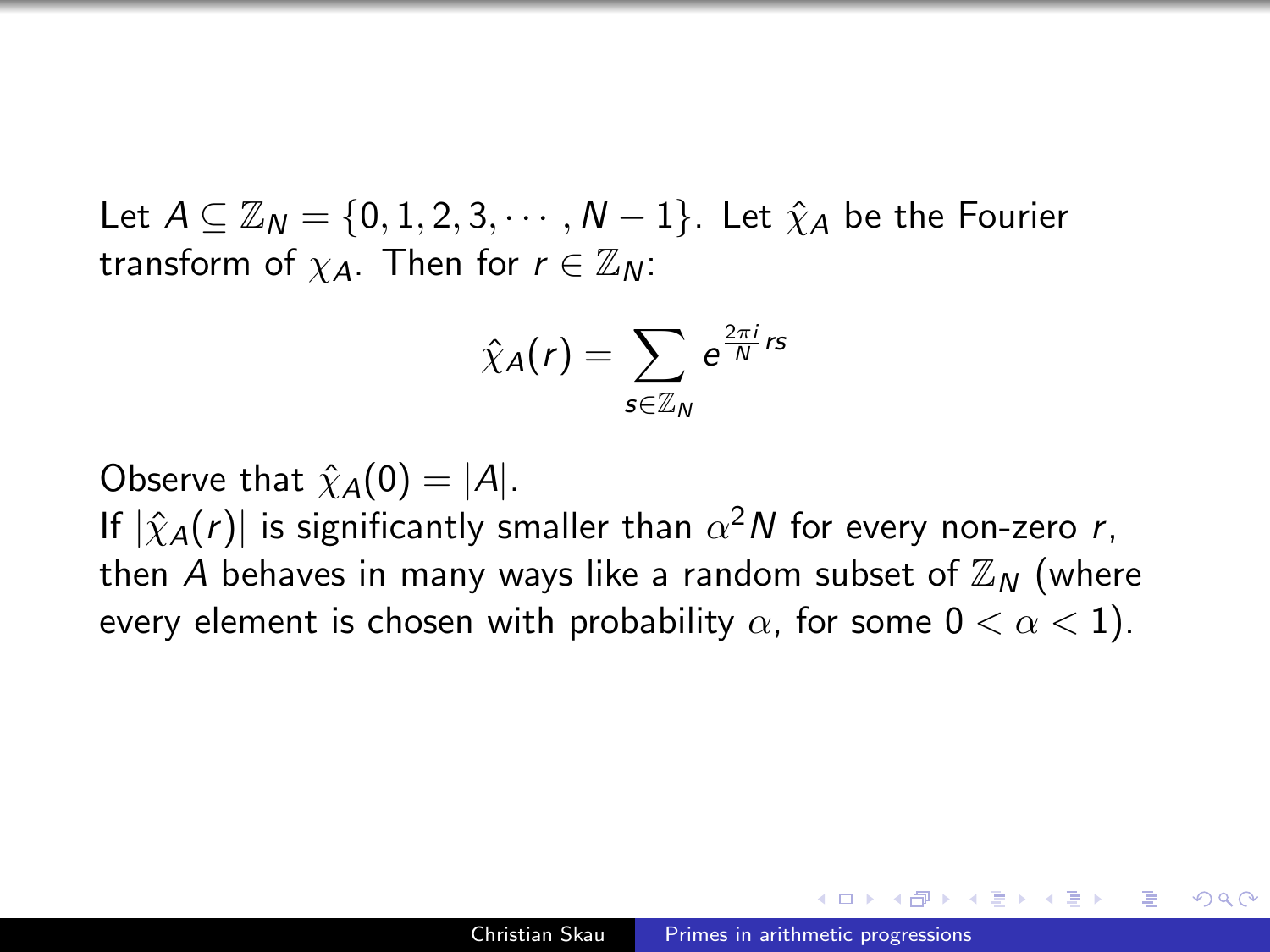Let $A \subseteq \mathbb{Z}_N = \{0, 1, 2, 3, \cdots, N-1\}$. Let $\hat{\chi}_A$ be the Fourier transform of $\chi_A$. Then for $r \in \mathbb{Z}_N$:

$$\hat{\chi}_A(r) = \sum_{s \in \mathbb{Z}_N} e^{\frac{2\pi i}{N} rs}$$

Observe that $\hat{\chi}_A(0) = |A|$.
If $|\hat{\chi}_A(r)|$ is significantly smaller than $\alpha^2 N$ for every non-zero $r$, then $A$ behaves in many ways like a random subset of $\mathbb{Z}_N$ (where every element is chosen with probability $\alpha$, for some $0 < \alpha < 1$).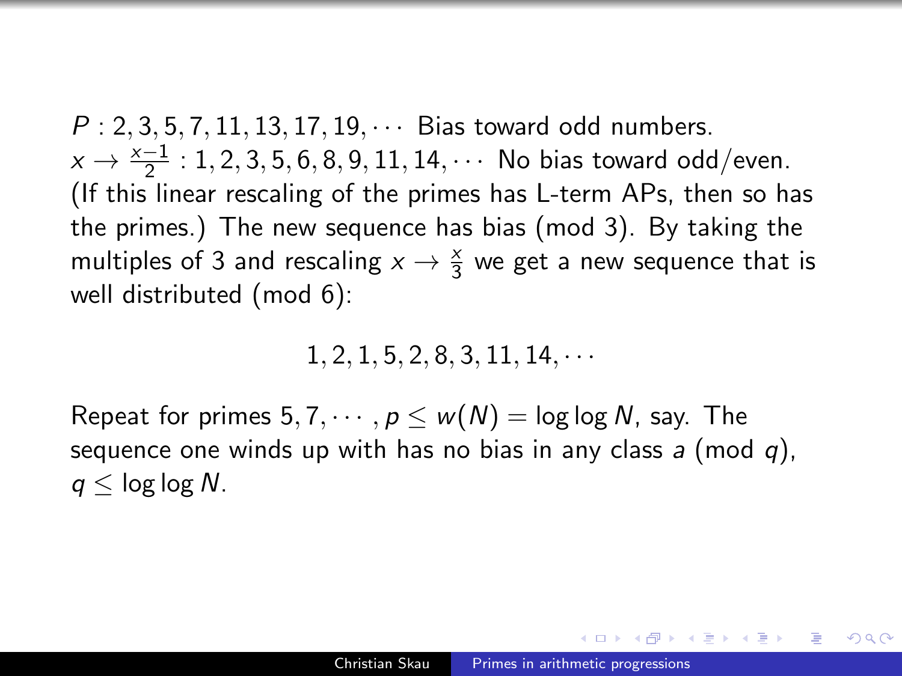$P$ : $2, 3, 5, 7, 11, 13, 17, 19, \cdots$ Bias toward odd numbers.
$x \to \frac{x-1}{2}$ : $1, 2, 3, 5, 6, 8, 9, 11, 14, \cdots$ No bias toward odd/even. (If this linear rescaling of the primes has L-term APs, then so has the primes.) The new sequence has bias (mod 3). By taking the multiples of 3 and rescaling $x \to \frac{x}{3}$ we get a new sequence that is well distributed (mod 6):

$$1, 2, 1, 5, 2, 8, 3, 11, 14, \cdots$$

Repeat for primes $5, 7, \cdots, p \leq w(N) = \log\log N$, say. The sequence one winds up with has no bias in any class $a$ (mod $q$), $q \leq \log\log N$.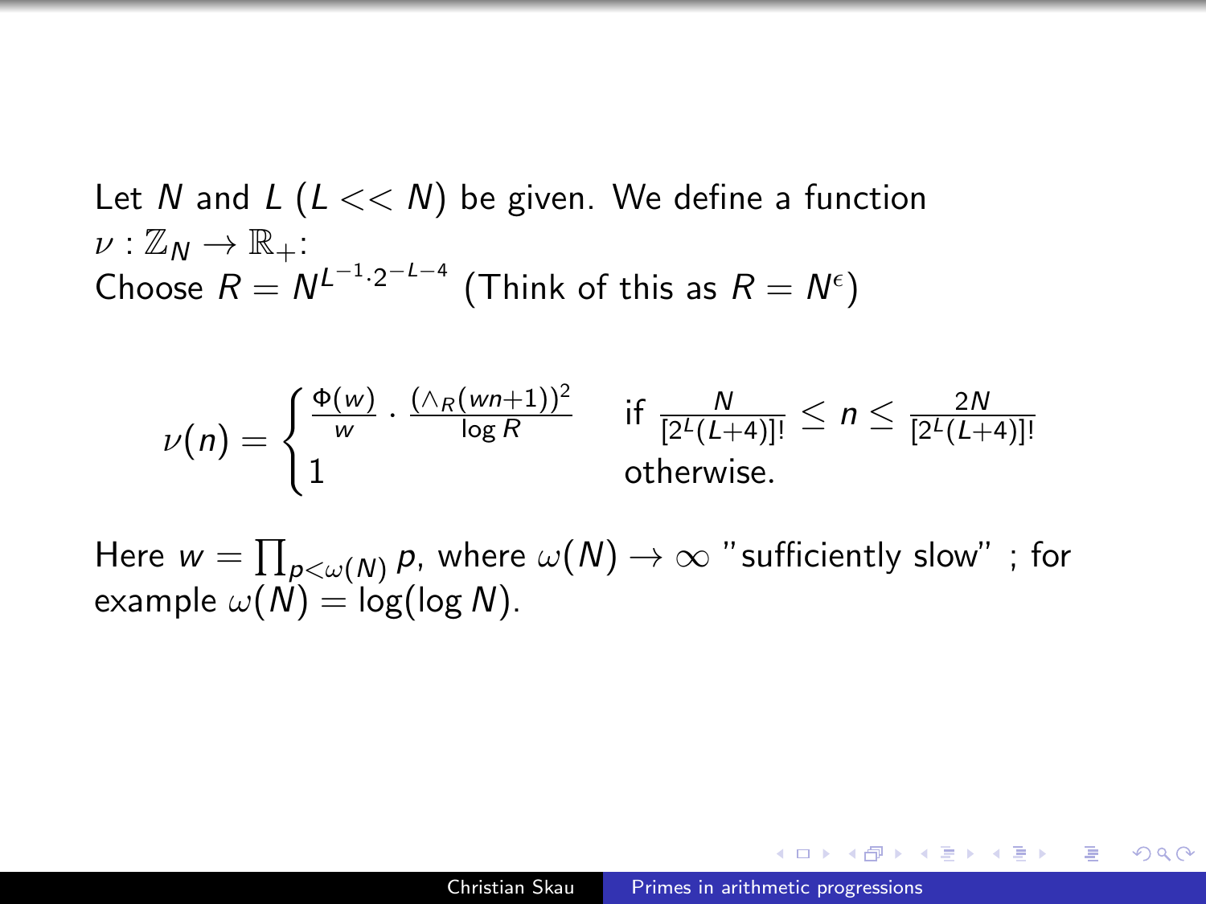Let $N$ and $L$ ($L << N$) be given. We define a function $\nu : \mathbb{Z}_N \to \mathbb{R}_+$:
Choose $R = N^{L^{-1} \cdot 2^{-L-4}}$ (Think of this as $R = N^{\epsilon}$)

$$\nu(n) = \begin{cases} \frac{\Phi(w)}{w} \cdot \frac{(\wedge_R(wn+1))^2}{\log R} & \text{if } \frac{N}{[2^L(L+4)]!} \leq n \leq \frac{2N}{[2^L(L+4)]!} \\ 1 & \text{otherwise.} \end{cases}$$

Here $w = \prod_{p<\omega(N)} p$, where $\omega(N) \to \infty$ "sufficiently slow" ; for example $\omega(N) = \log(\log N)$.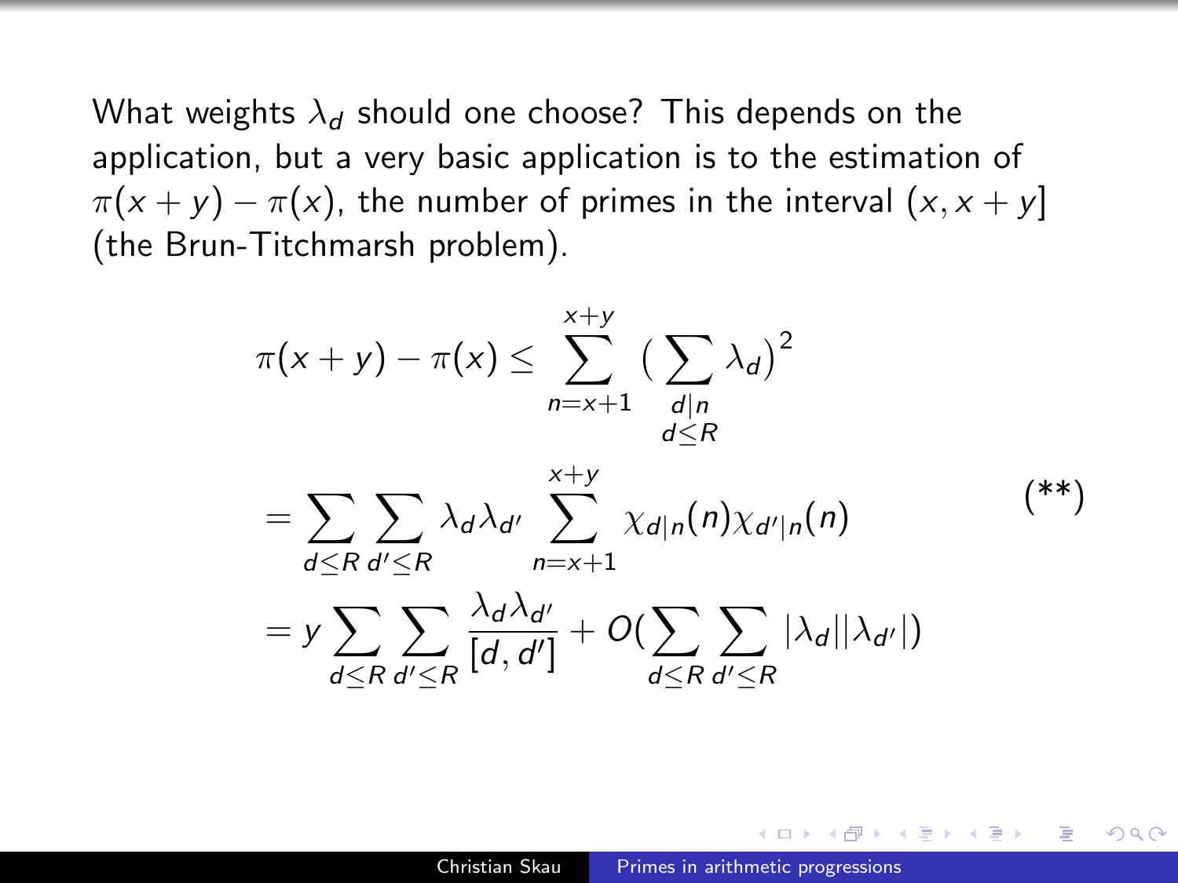What weights $\lambda_d$ should one choose? This depends on the application, but a very basic application is to the estimation of $\pi(x+y) - \pi(x)$, the number of primes in the interval $(x, x+y]$ (the Brun-Titchmarsh problem).

$$
\begin{aligned}
\pi(x+y) - \pi(x) &\leq \sum_{n=x+1}^{x+y} \Big( \sum_{\substack{d \mid n \\ d \leq R}} \lambda_d \Big)^2 \\
&= \sum_{d \leq R} \sum_{d' \leq R} \lambda_d \lambda_{d'} \sum_{n=x+1}^{x+y} \chi_{d|n}(n) \chi_{d'|n}(n) \qquad (**) \\
&= y \sum_{d \leq R} \sum_{d' \leq R} \frac{\lambda_d \lambda_{d'}}{[d, d']} + O\Big( \sum_{d \leq R} \sum_{d' \leq R} |\lambda_d| |\lambda_{d'}| \Big)
\end{aligned}
$$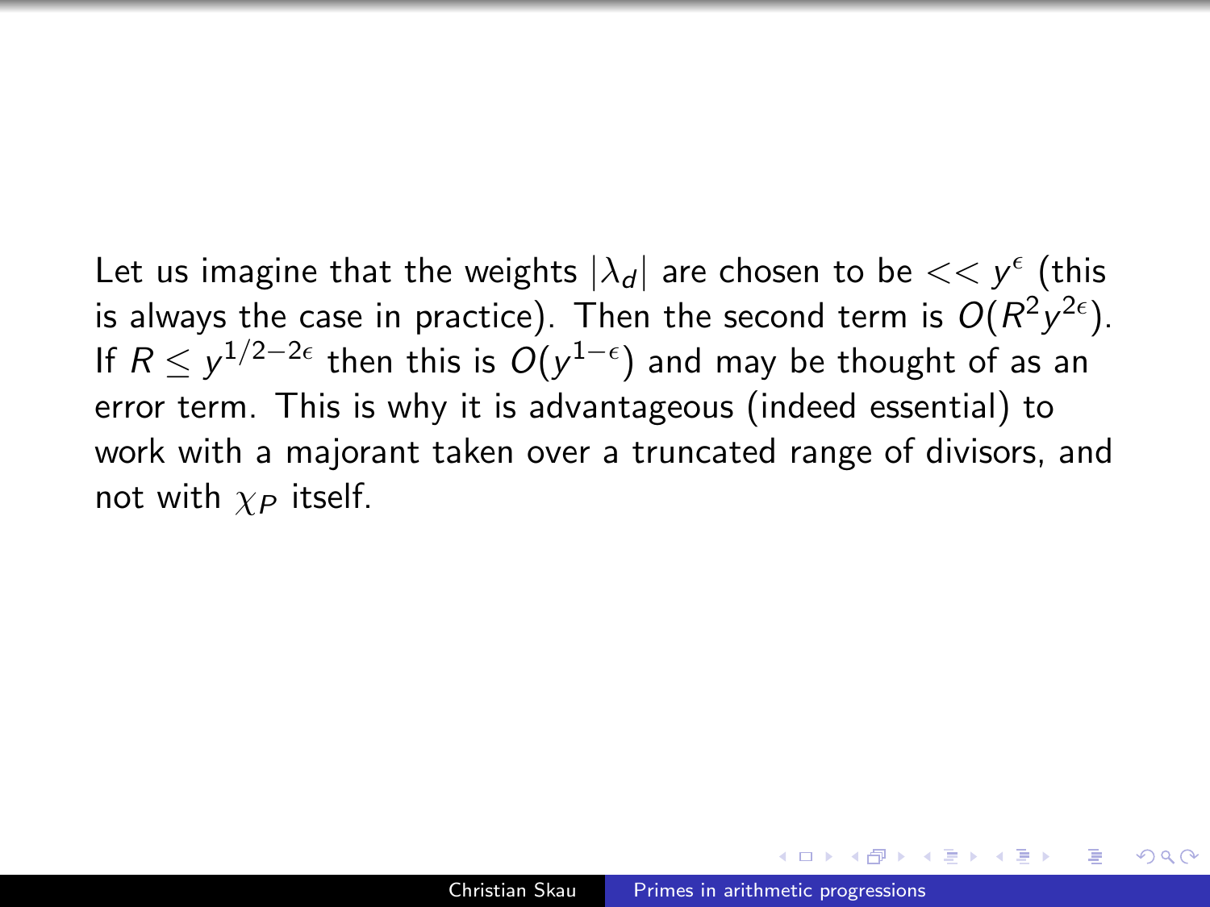Let us imagine that the weights $|\lambda_d|$ are chosen to be $<< y^{\epsilon}$ (this is always the case in practice). Then the second term is $O(R^2 y^{2\epsilon})$. If $R \leq y^{1/2-2\epsilon}$ then this is $O(y^{1-\epsilon})$ and may be thought of as an error term. This is why it is advantageous (indeed essential) to work with a majorant taken over a truncated range of divisors, and not with $\chi_P$ itself.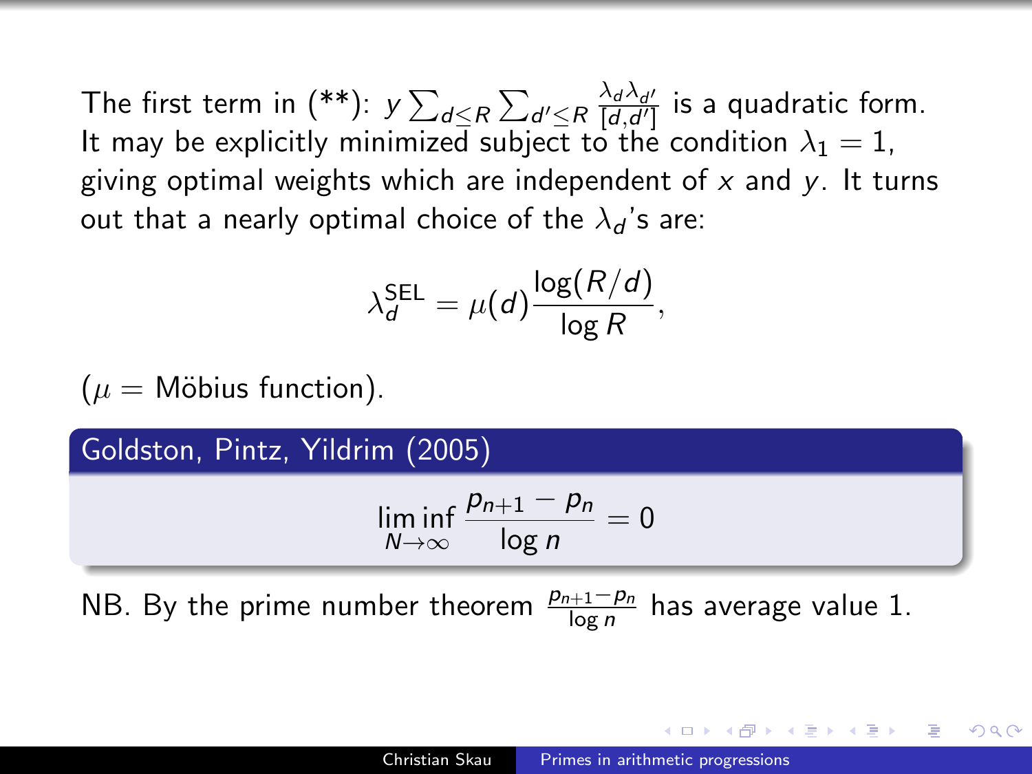The first term in (**): $y \sum_{d \le R} \sum_{d' \le R} \frac{\lambda_d \lambda_{d'}}{[d,d']}$ is a quadratic form. It may be explicitly minimized subject to the condition $\lambda_1 = 1$, giving optimal weights which are independent of $x$ and $y$. It turns out that a nearly optimal choice of the $\lambda_d$'s are:

$$\lambda_d^{\mathrm{SEL}} = \mu(d) \frac{\log(R/d)}{\log R},$$

($\mu =$ Möbius function).

**Goldston, Pintz, Yildrim (2005)**

$$\liminf_{N \to \infty} \frac{p_{n+1} - p_n}{\log n} = 0$$

NB. By the prime number theorem $\frac{p_{n+1} - p_n}{\log n}$ has average value 1.